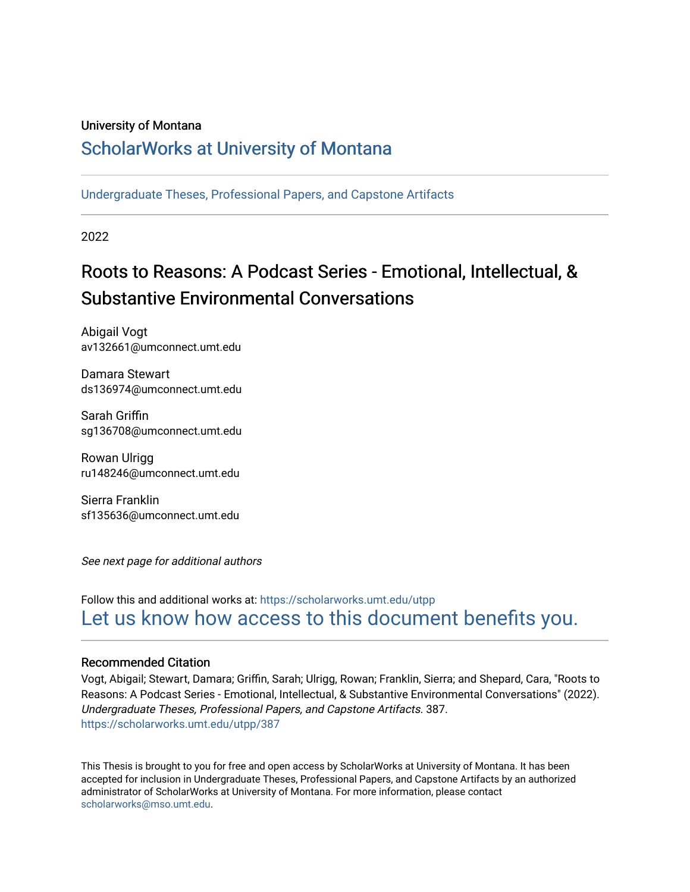University of Montana

# ScholarWorks at University of Montana

Undergraduate Theses, Professional Papers, and Capstone Artifacts

2022

## Roots to Reasons: A Podcast Series - Emotional, Intellectual, & Substantive Environmental Conversations

Abigail Vogt
av132661@umconnect.umt.edu

Damara Stewart
ds136974@umconnect.umt.edu

Sarah Griffin
sg136708@umconnect.umt.edu

Rowan Ulrigg
ru148246@umconnect.umt.edu

Sierra Franklin
sf135636@umconnect.umt.edu

*See next page for additional authors*

Follow this and additional works at: https://scholarworks.umt.edu/utpp

Let us know how access to this document benefits you.

### Recommended Citation

Vogt, Abigail; Stewart, Damara; Griffin, Sarah; Ulrigg, Rowan; Franklin, Sierra; and Shepard, Cara, "Roots to Reasons: A Podcast Series - Emotional, Intellectual, & Substantive Environmental Conversations" (2022). *Undergraduate Theses, Professional Papers, and Capstone Artifacts*. 387.
https://scholarworks.umt.edu/utpp/387

This Thesis is brought to you for free and open access by ScholarWorks at University of Montana. It has been accepted for inclusion in Undergraduate Theses, Professional Papers, and Capstone Artifacts by an authorized administrator of ScholarWorks at University of Montana. For more information, please contact scholarworks@mso.umt.edu.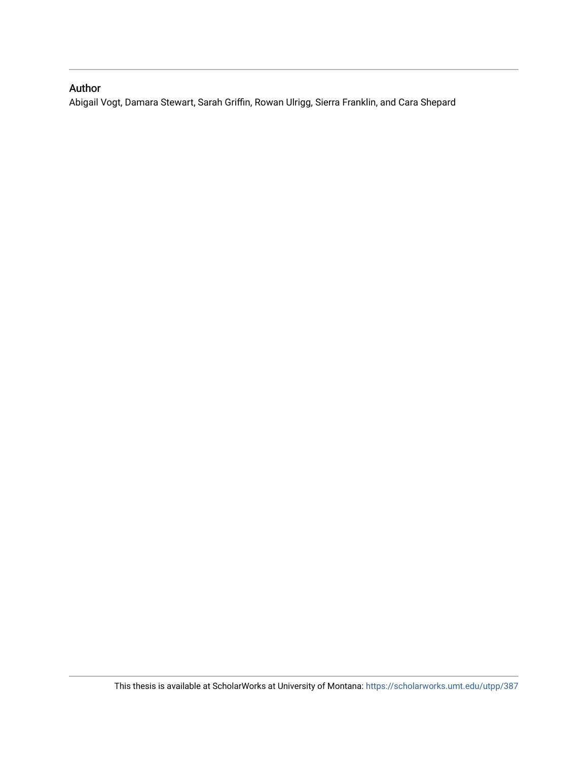## Author

Abigail Vogt, Damara Stewart, Sarah Griffin, Rowan Ulrigg, Sierra Franklin, and Cara Shepard

This thesis is available at ScholarWorks at University of Montana: https://scholarworks.umt.edu/utpp/387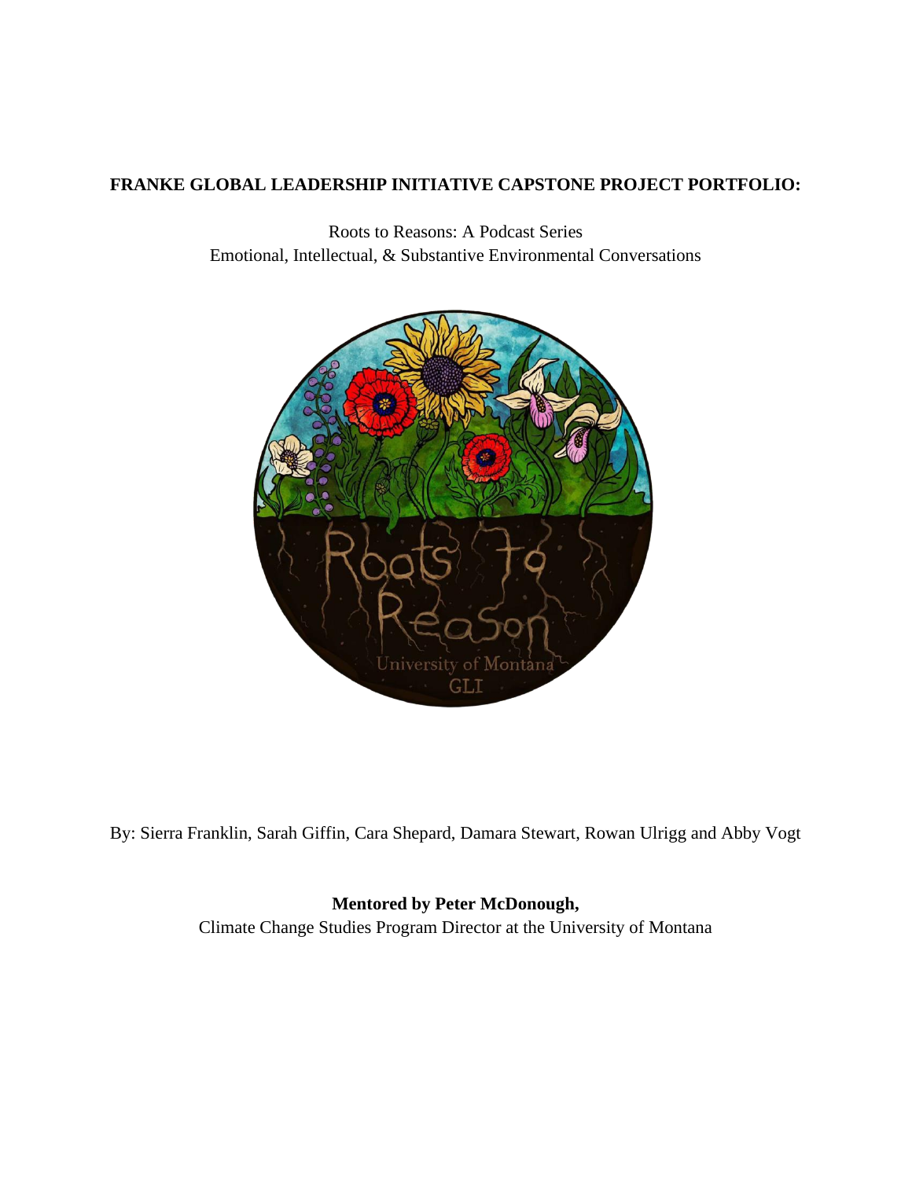**FRANKE GLOBAL LEADERSHIP INITIATIVE CAPSTONE PROJECT PORTFOLIO:**

Roots to Reasons: A Podcast Series
Emotional, Intellectual, & Substantive Environmental Conversations

By: Sierra Franklin, Sarah Giffin, Cara Shepard, Damara Stewart, Rowan Ulrigg and Abby Vogt

**Mentored by Peter McDonough,**
Climate Change Studies Program Director at the University of Montana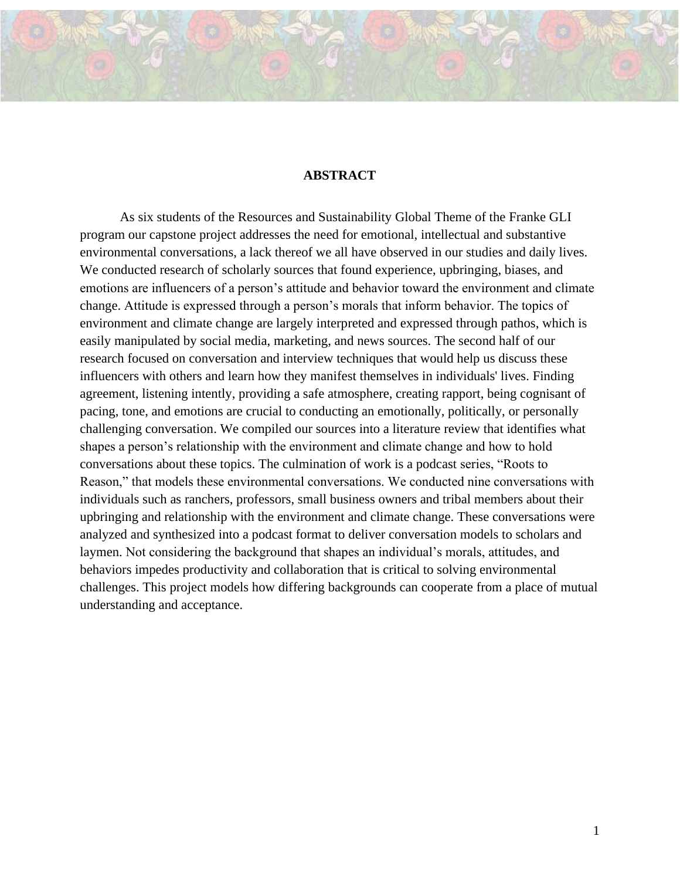## ABSTRACT

As six students of the Resources and Sustainability Global Theme of the Franke GLI program our capstone project addresses the need for emotional, intellectual and substantive environmental conversations, a lack thereof we all have observed in our studies and daily lives. We conducted research of scholarly sources that found experience, upbringing, biases, and emotions are influencers of a person's attitude and behavior toward the environment and climate change. Attitude is expressed through a person's morals that inform behavior. The topics of environment and climate change are largely interpreted and expressed through pathos, which is easily manipulated by social media, marketing, and news sources. The second half of our research focused on conversation and interview techniques that would help us discuss these influencers with others and learn how they manifest themselves in individuals' lives. Finding agreement, listening intently, providing a safe atmosphere, creating rapport, being cognisant of pacing, tone, and emotions are crucial to conducting an emotionally, politically, or personally challenging conversation. We compiled our sources into a literature review that identifies what shapes a person's relationship with the environment and climate change and how to hold conversations about these topics. The culmination of work is a podcast series, "Roots to Reason," that models these environmental conversations. We conducted nine conversations with individuals such as ranchers, professors, small business owners and tribal members about their upbringing and relationship with the environment and climate change. These conversations were analyzed and synthesized into a podcast format to deliver conversation models to scholars and laymen. Not considering the background that shapes an individual's morals, attitudes, and behaviors impedes productivity and collaboration that is critical to solving environmental challenges. This project models how differing backgrounds can cooperate from a place of mutual understanding and acceptance.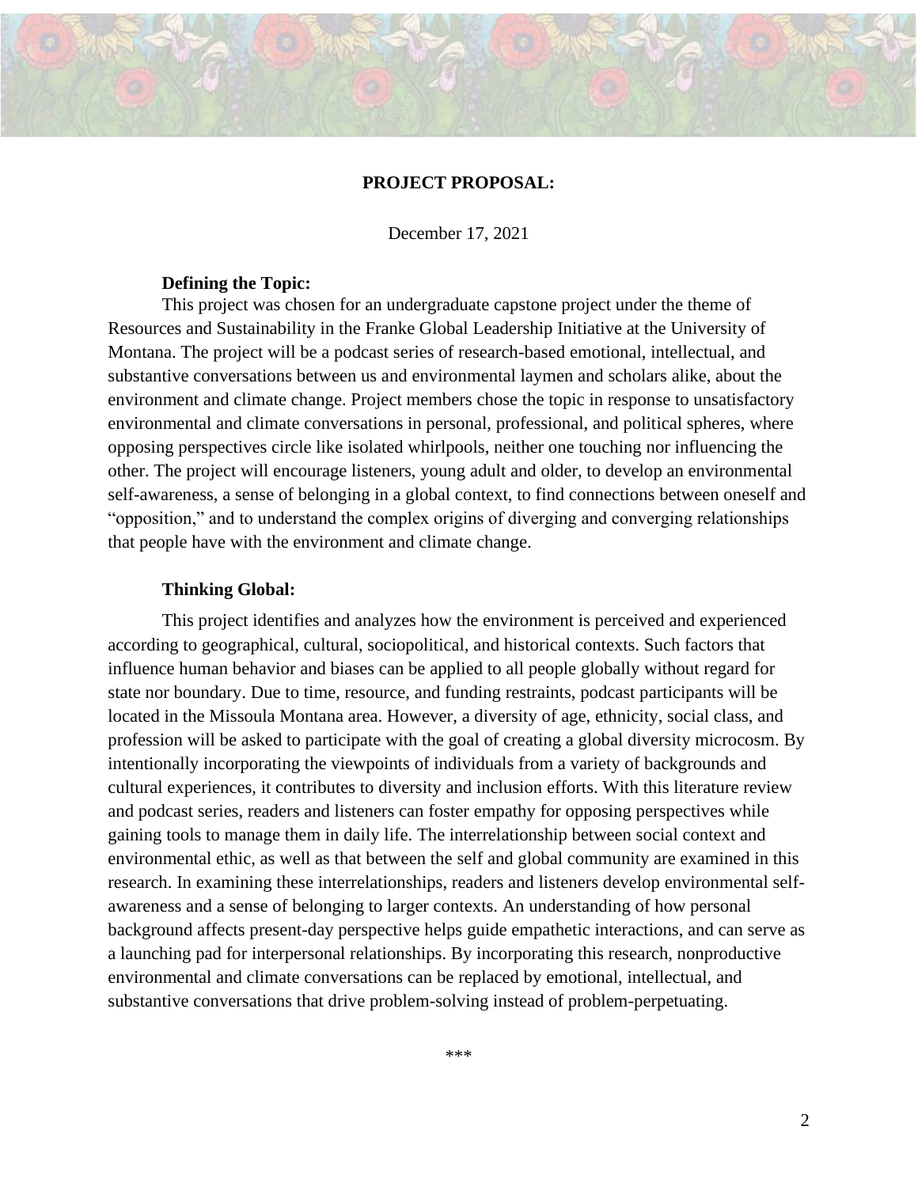# PROJECT PROPOSAL:

December 17, 2021

**Defining the Topic:**

This project was chosen for an undergraduate capstone project under the theme of Resources and Sustainability in the Franke Global Leadership Initiative at the University of Montana. The project will be a podcast series of research-based emotional, intellectual, and substantive conversations between us and environmental laymen and scholars alike, about the environment and climate change. Project members chose the topic in response to unsatisfactory environmental and climate conversations in personal, professional, and political spheres, where opposing perspectives circle like isolated whirlpools, neither one touching nor influencing the other. The project will encourage listeners, young adult and older, to develop an environmental self-awareness, a sense of belonging in a global context, to find connections between oneself and "opposition," and to understand the complex origins of diverging and converging relationships that people have with the environment and climate change.

**Thinking Global:**

This project identifies and analyzes how the environment is perceived and experienced according to geographical, cultural, sociopolitical, and historical contexts. Such factors that influence human behavior and biases can be applied to all people globally without regard for state nor boundary. Due to time, resource, and funding restraints, podcast participants will be located in the Missoula Montana area. However, a diversity of age, ethnicity, social class, and profession will be asked to participate with the goal of creating a global diversity microcosm. By intentionally incorporating the viewpoints of individuals from a variety of backgrounds and cultural experiences, it contributes to diversity and inclusion efforts. With this literature review and podcast series, readers and listeners can foster empathy for opposing perspectives while gaining tools to manage them in daily life. The interrelationship between social context and environmental ethic, as well as that between the self and global community are examined in this research. In examining these interrelationships, readers and listeners develop environmental self-awareness and a sense of belonging to larger contexts. An understanding of how personal background affects present-day perspective helps guide empathetic interactions, and can serve as a launching pad for interpersonal relationships. By incorporating this research, nonproductive environmental and climate conversations can be replaced by emotional, intellectual, and substantive conversations that drive problem-solving instead of problem-perpetuating.

***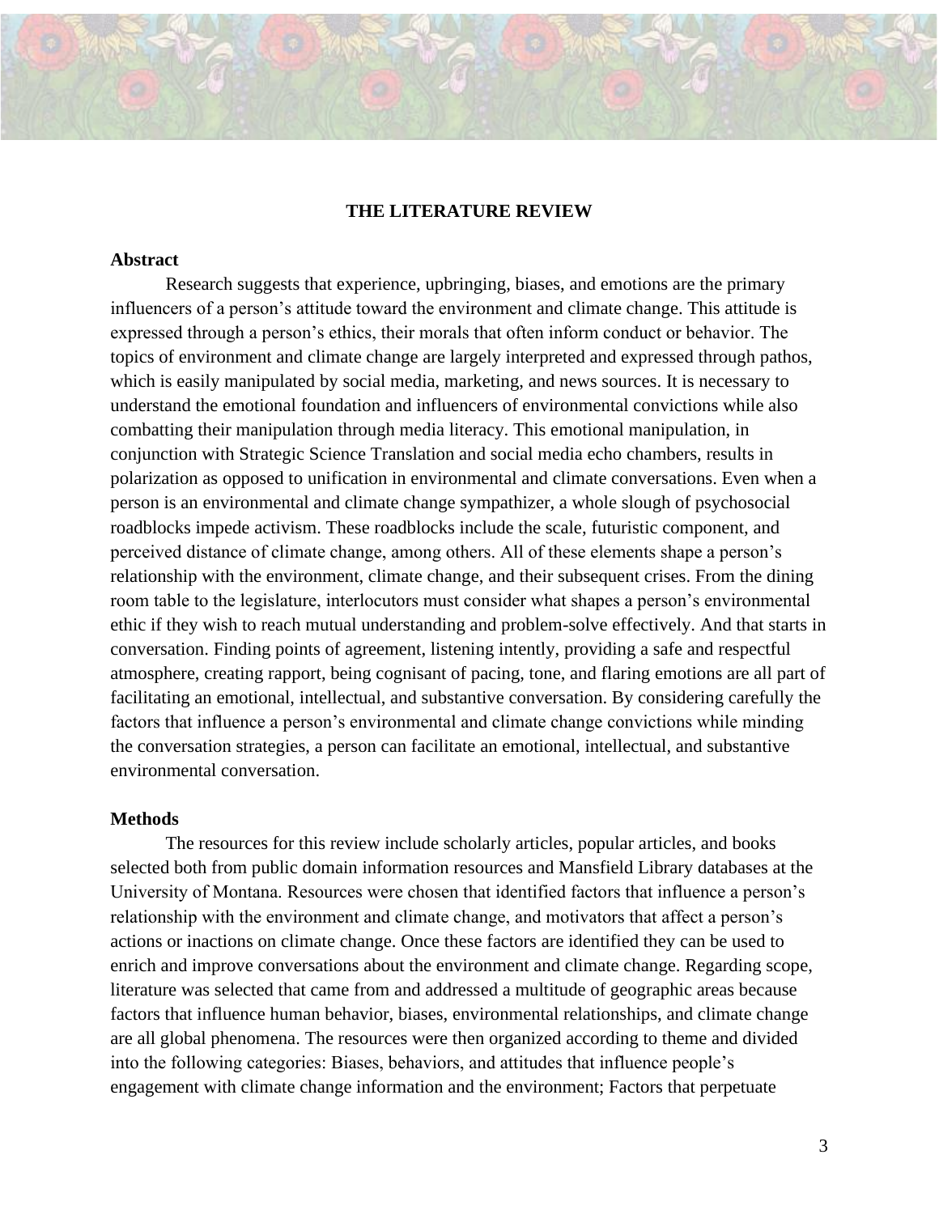## THE LITERATURE REVIEW

### Abstract

Research suggests that experience, upbringing, biases, and emotions are the primary influencers of a person's attitude toward the environment and climate change. This attitude is expressed through a person's ethics, their morals that often inform conduct or behavior. The topics of environment and climate change are largely interpreted and expressed through pathos, which is easily manipulated by social media, marketing, and news sources. It is necessary to understand the emotional foundation and influencers of environmental convictions while also combatting their manipulation through media literacy. This emotional manipulation, in conjunction with Strategic Science Translation and social media echo chambers, results in polarization as opposed to unification in environmental and climate conversations. Even when a person is an environmental and climate change sympathizer, a whole slough of psychosocial roadblocks impede activism. These roadblocks include the scale, futuristic component, and perceived distance of climate change, among others. All of these elements shape a person's relationship with the environment, climate change, and their subsequent crises. From the dining room table to the legislature, interlocutors must consider what shapes a person's environmental ethic if they wish to reach mutual understanding and problem-solve effectively. And that starts in conversation. Finding points of agreement, listening intently, providing a safe and respectful atmosphere, creating rapport, being cognisant of pacing, tone, and flaring emotions are all part of facilitating an emotional, intellectual, and substantive conversation. By considering carefully the factors that influence a person's environmental and climate change convictions while minding the conversation strategies, a person can facilitate an emotional, intellectual, and substantive environmental conversation.

### Methods

The resources for this review include scholarly articles, popular articles, and books selected both from public domain information resources and Mansfield Library databases at the University of Montana. Resources were chosen that identified factors that influence a person's relationship with the environment and climate change, and motivators that affect a person's actions or inactions on climate change. Once these factors are identified they can be used to enrich and improve conversations about the environment and climate change. Regarding scope, literature was selected that came from and addressed a multitude of geographic areas because factors that influence human behavior, biases, environmental relationships, and climate change are all global phenomena. The resources were then organized according to theme and divided into the following categories: Biases, behaviors, and attitudes that influence people's engagement with climate change information and the environment; Factors that perpetuate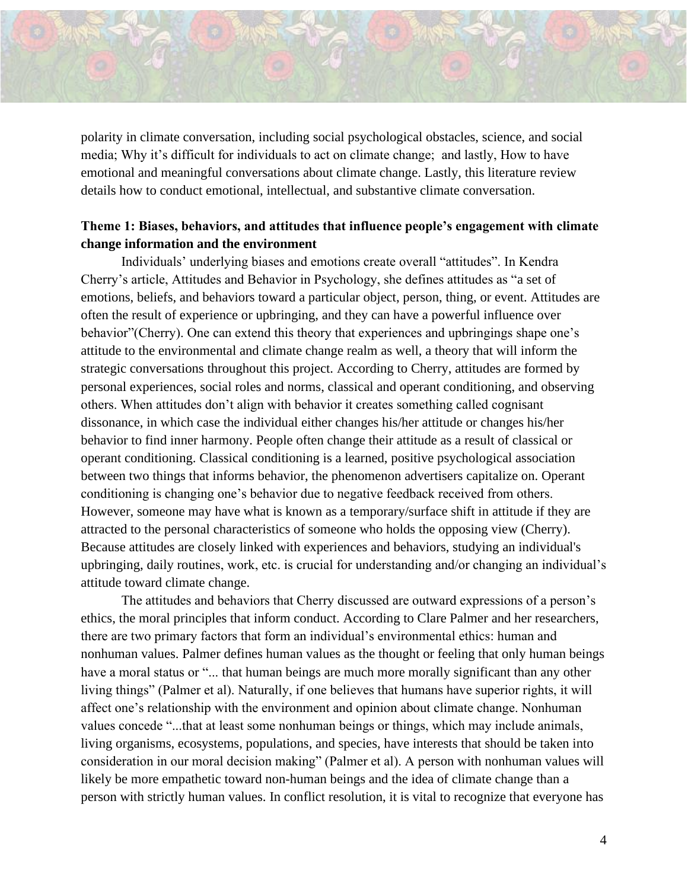polarity in climate conversation, including social psychological obstacles, science, and social media; Why it's difficult for individuals to act on climate change; and lastly, How to have emotional and meaningful conversations about climate change. Lastly, this literature review details how to conduct emotional, intellectual, and substantive climate conversation.

### Theme 1: Biases, behaviors, and attitudes that influence people's engagement with climate change information and the environment

Individuals' underlying biases and emotions create overall "attitudes". In Kendra Cherry's article, Attitudes and Behavior in Psychology, she defines attitudes as "a set of emotions, beliefs, and behaviors toward a particular object, person, thing, or event. Attitudes are often the result of experience or upbringing, and they can have a powerful influence over behavior"(Cherry). One can extend this theory that experiences and upbringings shape one's attitude to the environmental and climate change realm as well, a theory that will inform the strategic conversations throughout this project. According to Cherry, attitudes are formed by personal experiences, social roles and norms, classical and operant conditioning, and observing others. When attitudes don't align with behavior it creates something called cognisant dissonance, in which case the individual either changes his/her attitude or changes his/her behavior to find inner harmony. People often change their attitude as a result of classical or operant conditioning. Classical conditioning is a learned, positive psychological association between two things that informs behavior, the phenomenon advertisers capitalize on. Operant conditioning is changing one's behavior due to negative feedback received from others. However, someone may have what is known as a temporary/surface shift in attitude if they are attracted to the personal characteristics of someone who holds the opposing view (Cherry). Because attitudes are closely linked with experiences and behaviors, studying an individual's upbringing, daily routines, work, etc. is crucial for understanding and/or changing an individual's attitude toward climate change.

The attitudes and behaviors that Cherry discussed are outward expressions of a person's ethics, the moral principles that inform conduct. According to Clare Palmer and her researchers, there are two primary factors that form an individual's environmental ethics: human and nonhuman values. Palmer defines human values as the thought or feeling that only human beings have a moral status or "... that human beings are much more morally significant than any other living things" (Palmer et al). Naturally, if one believes that humans have superior rights, it will affect one's relationship with the environment and opinion about climate change. Nonhuman values concede "...that at least some nonhuman beings or things, which may include animals, living organisms, ecosystems, populations, and species, have interests that should be taken into consideration in our moral decision making" (Palmer et al). A person with nonhuman values will likely be more empathetic toward non-human beings and the idea of climate change than a person with strictly human values. In conflict resolution, it is vital to recognize that everyone has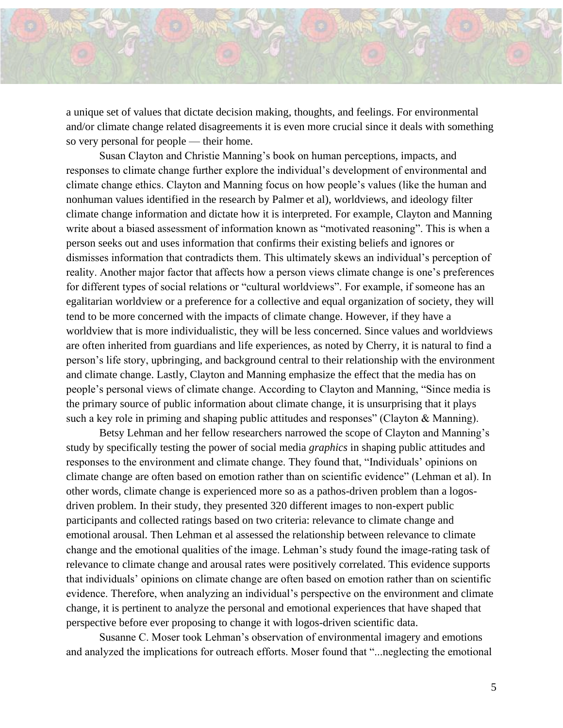a unique set of values that dictate decision making, thoughts, and feelings. For environmental and/or climate change related disagreements it is even more crucial since it deals with something so very personal for people — their home.

Susan Clayton and Christie Manning's book on human perceptions, impacts, and responses to climate change further explore the individual's development of environmental and climate change ethics. Clayton and Manning focus on how people's values (like the human and nonhuman values identified in the research by Palmer et al), worldviews, and ideology filter climate change information and dictate how it is interpreted. For example, Clayton and Manning write about a biased assessment of information known as "motivated reasoning". This is when a person seeks out and uses information that confirms their existing beliefs and ignores or dismisses information that contradicts them. This ultimately skews an individual's perception of reality. Another major factor that affects how a person views climate change is one's preferences for different types of social relations or "cultural worldviews". For example, if someone has an egalitarian worldview or a preference for a collective and equal organization of society, they will tend to be more concerned with the impacts of climate change. However, if they have a worldview that is more individualistic, they will be less concerned. Since values and worldviews are often inherited from guardians and life experiences, as noted by Cherry, it is natural to find a person's life story, upbringing, and background central to their relationship with the environment and climate change. Lastly, Clayton and Manning emphasize the effect that the media has on people's personal views of climate change. According to Clayton and Manning, "Since media is the primary source of public information about climate change, it is unsurprising that it plays such a key role in priming and shaping public attitudes and responses" (Clayton & Manning).

Betsy Lehman and her fellow researchers narrowed the scope of Clayton and Manning's study by specifically testing the power of social media *graphics* in shaping public attitudes and responses to the environment and climate change. They found that, "Individuals' opinions on climate change are often based on emotion rather than on scientific evidence" (Lehman et al). In other words, climate change is experienced more so as a pathos-driven problem than a logos-driven problem. In their study, they presented 320 different images to non-expert public participants and collected ratings based on two criteria: relevance to climate change and emotional arousal. Then Lehman et al assessed the relationship between relevance to climate change and the emotional qualities of the image. Lehman's study found the image-rating task of relevance to climate change and arousal rates were positively correlated. This evidence supports that individuals' opinions on climate change are often based on emotion rather than on scientific evidence. Therefore, when analyzing an individual's perspective on the environment and climate change, it is pertinent to analyze the personal and emotional experiences that have shaped that perspective before ever proposing to change it with logos-driven scientific data.

Susanne C. Moser took Lehman's observation of environmental imagery and emotions and analyzed the implications for outreach efforts. Moser found that "...neglecting the emotional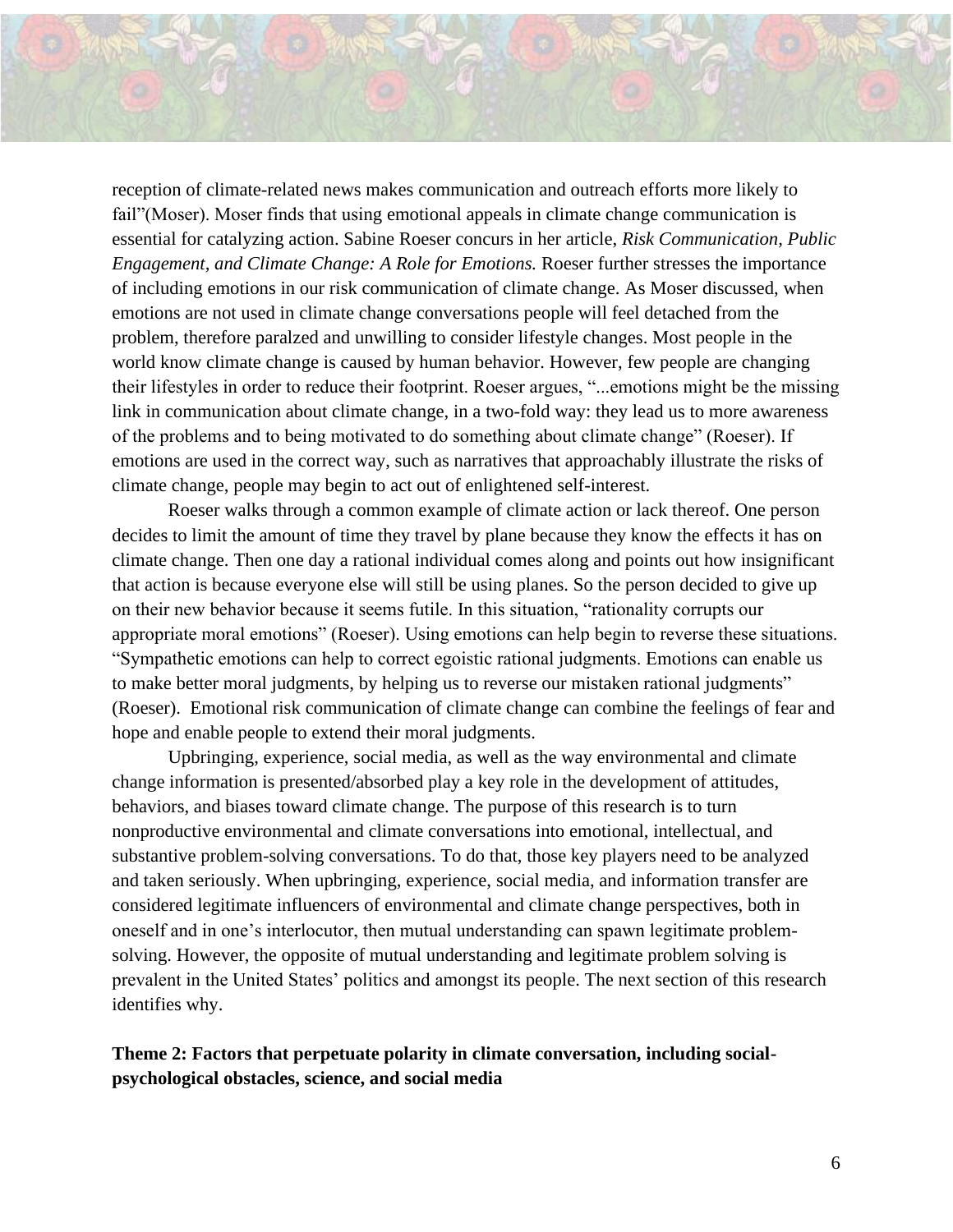reception of climate-related news makes communication and outreach efforts more likely to fail"(Moser). Moser finds that using emotional appeals in climate change communication is essential for catalyzing action. Sabine Roeser concurs in her article, *Risk Communication, Public Engagement, and Climate Change: A Role for Emotions.* Roeser further stresses the importance of including emotions in our risk communication of climate change. As Moser discussed, when emotions are not used in climate change conversations people will feel detached from the problem, therefore paralzed and unwilling to consider lifestyle changes. Most people in the world know climate change is caused by human behavior. However, few people are changing their lifestyles in order to reduce their footprint. Roeser argues, "...emotions might be the missing link in communication about climate change, in a two-fold way: they lead us to more awareness of the problems and to being motivated to do something about climate change" (Roeser). If emotions are used in the correct way, such as narratives that approachably illustrate the risks of climate change, people may begin to act out of enlightened self-interest.

Roeser walks through a common example of climate action or lack thereof. One person decides to limit the amount of time they travel by plane because they know the effects it has on climate change. Then one day a rational individual comes along and points out how insignificant that action is because everyone else will still be using planes. So the person decided to give up on their new behavior because it seems futile. In this situation, "rationality corrupts our appropriate moral emotions" (Roeser). Using emotions can help begin to reverse these situations. "Sympathetic emotions can help to correct egoistic rational judgments. Emotions can enable us to make better moral judgments, by helping us to reverse our mistaken rational judgments" (Roeser). Emotional risk communication of climate change can combine the feelings of fear and hope and enable people to extend their moral judgments.

Upbringing, experience, social media, as well as the way environmental and climate change information is presented/absorbed play a key role in the development of attitudes, behaviors, and biases toward climate change. The purpose of this research is to turn nonproductive environmental and climate conversations into emotional, intellectual, and substantive problem-solving conversations. To do that, those key players need to be analyzed and taken seriously. When upbringing, experience, social media, and information transfer are considered legitimate influencers of environmental and climate change perspectives, both in oneself and in one's interlocutor, then mutual understanding can spawn legitimate problem-solving. However, the opposite of mutual understanding and legitimate problem solving is prevalent in the United States' politics and amongst its people. The next section of this research identifies why.

**Theme 2: Factors that perpetuate polarity in climate conversation, including social-psychological obstacles, science, and social media**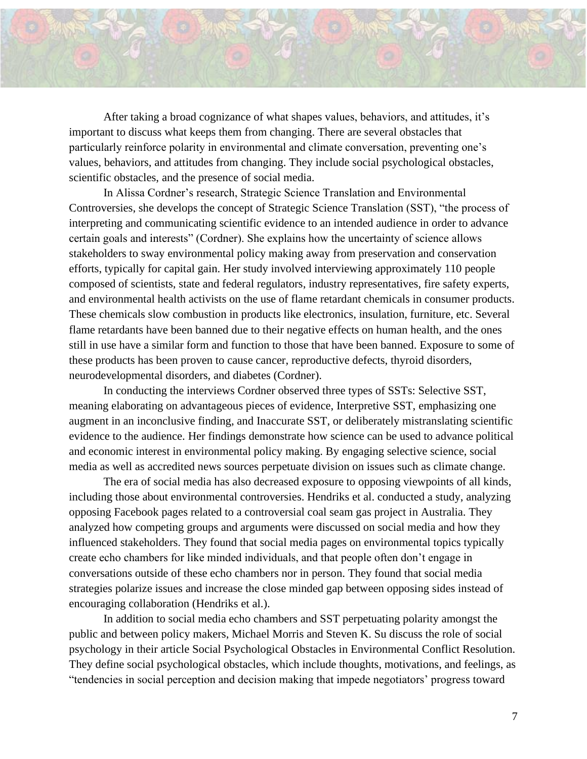After taking a broad cognizance of what shapes values, behaviors, and attitudes, it's important to discuss what keeps them from changing. There are several obstacles that particularly reinforce polarity in environmental and climate conversation, preventing one's values, behaviors, and attitudes from changing. They include social psychological obstacles, scientific obstacles, and the presence of social media.

In Alissa Cordner's research, Strategic Science Translation and Environmental Controversies, she develops the concept of Strategic Science Translation (SST), "the process of interpreting and communicating scientific evidence to an intended audience in order to advance certain goals and interests" (Cordner). She explains how the uncertainty of science allows stakeholders to sway environmental policy making away from preservation and conservation efforts, typically for capital gain. Her study involved interviewing approximately 110 people composed of scientists, state and federal regulators, industry representatives, fire safety experts, and environmental health activists on the use of flame retardant chemicals in consumer products. These chemicals slow combustion in products like electronics, insulation, furniture, etc. Several flame retardants have been banned due to their negative effects on human health, and the ones still in use have a similar form and function to those that have been banned. Exposure to some of these products has been proven to cause cancer, reproductive defects, thyroid disorders, neurodevelopmental disorders, and diabetes (Cordner).

In conducting the interviews Cordner observed three types of SSTs: Selective SST, meaning elaborating on advantageous pieces of evidence, Interpretive SST, emphasizing one augment in an inconclusive finding, and Inaccurate SST, or deliberately mistranslating scientific evidence to the audience. Her findings demonstrate how science can be used to advance political and economic interest in environmental policy making. By engaging selective science, social media as well as accredited news sources perpetuate division on issues such as climate change.

The era of social media has also decreased exposure to opposing viewpoints of all kinds, including those about environmental controversies. Hendriks et al. conducted a study, analyzing opposing Facebook pages related to a controversial coal seam gas project in Australia. They analyzed how competing groups and arguments were discussed on social media and how they influenced stakeholders. They found that social media pages on environmental topics typically create echo chambers for like minded individuals, and that people often don't engage in conversations outside of these echo chambers nor in person. They found that social media strategies polarize issues and increase the close minded gap between opposing sides instead of encouraging collaboration (Hendriks et al.).

In addition to social media echo chambers and SST perpetuating polarity amongst the public and between policy makers, Michael Morris and Steven K. Su discuss the role of social psychology in their article Social Psychological Obstacles in Environmental Conflict Resolution. They define social psychological obstacles, which include thoughts, motivations, and feelings, as "tendencies in social perception and decision making that impede negotiators' progress toward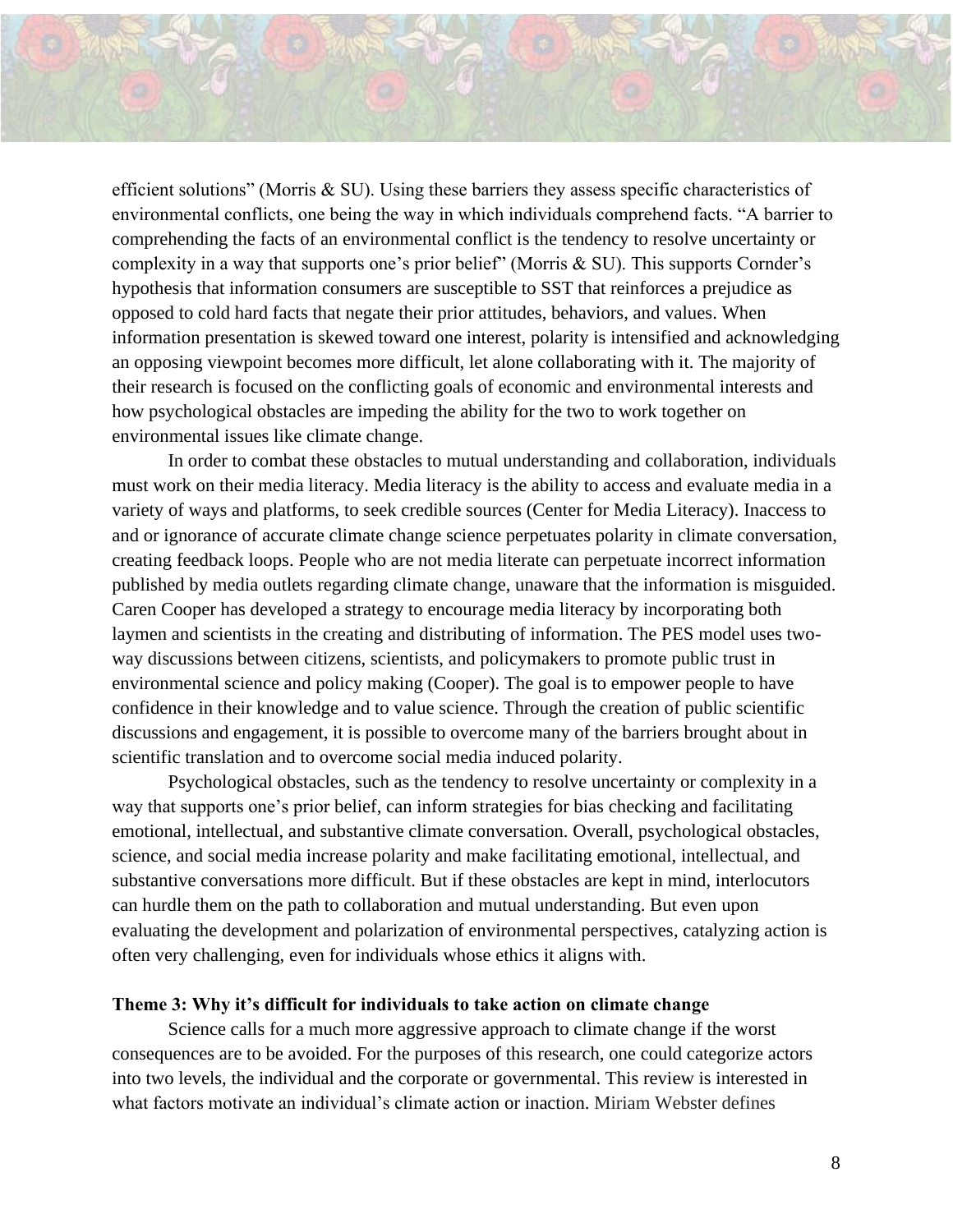efficient solutions" (Morris & SU). Using these barriers they assess specific characteristics of environmental conflicts, one being the way in which individuals comprehend facts. "A barrier to comprehending the facts of an environmental conflict is the tendency to resolve uncertainty or complexity in a way that supports one's prior belief" (Morris & SU). This supports Cornder's hypothesis that information consumers are susceptible to SST that reinforces a prejudice as opposed to cold hard facts that negate their prior attitudes, behaviors, and values. When information presentation is skewed toward one interest, polarity is intensified and acknowledging an opposing viewpoint becomes more difficult, let alone collaborating with it. The majority of their research is focused on the conflicting goals of economic and environmental interests and how psychological obstacles are impeding the ability for the two to work together on environmental issues like climate change.

In order to combat these obstacles to mutual understanding and collaboration, individuals must work on their media literacy. Media literacy is the ability to access and evaluate media in a variety of ways and platforms, to seek credible sources (Center for Media Literacy). Inaccess to and or ignorance of accurate climate change science perpetuates polarity in climate conversation, creating feedback loops. People who are not media literate can perpetuate incorrect information published by media outlets regarding climate change, unaware that the information is misguided. Caren Cooper has developed a strategy to encourage media literacy by incorporating both laymen and scientists in the creating and distributing of information. The PES model uses two-way discussions between citizens, scientists, and policymakers to promote public trust in environmental science and policy making (Cooper). The goal is to empower people to have confidence in their knowledge and to value science. Through the creation of public scientific discussions and engagement, it is possible to overcome many of the barriers brought about in scientific translation and to overcome social media induced polarity.

Psychological obstacles, such as the tendency to resolve uncertainty or complexity in a way that supports one's prior belief, can inform strategies for bias checking and facilitating emotional, intellectual, and substantive climate conversation. Overall, psychological obstacles, science, and social media increase polarity and make facilitating emotional, intellectual, and substantive conversations more difficult. But if these obstacles are kept in mind, interlocutors can hurdle them on the path to collaboration and mutual understanding. But even upon evaluating the development and polarization of environmental perspectives, catalyzing action is often very challenging, even for individuals whose ethics it aligns with.

**Theme 3: Why it's difficult for individuals to take action on climate change**

Science calls for a much more aggressive approach to climate change if the worst consequences are to be avoided. For the purposes of this research, one could categorize actors into two levels, the individual and the corporate or governmental. This review is interested in what factors motivate an individual's climate action or inaction. Miriam Webster defines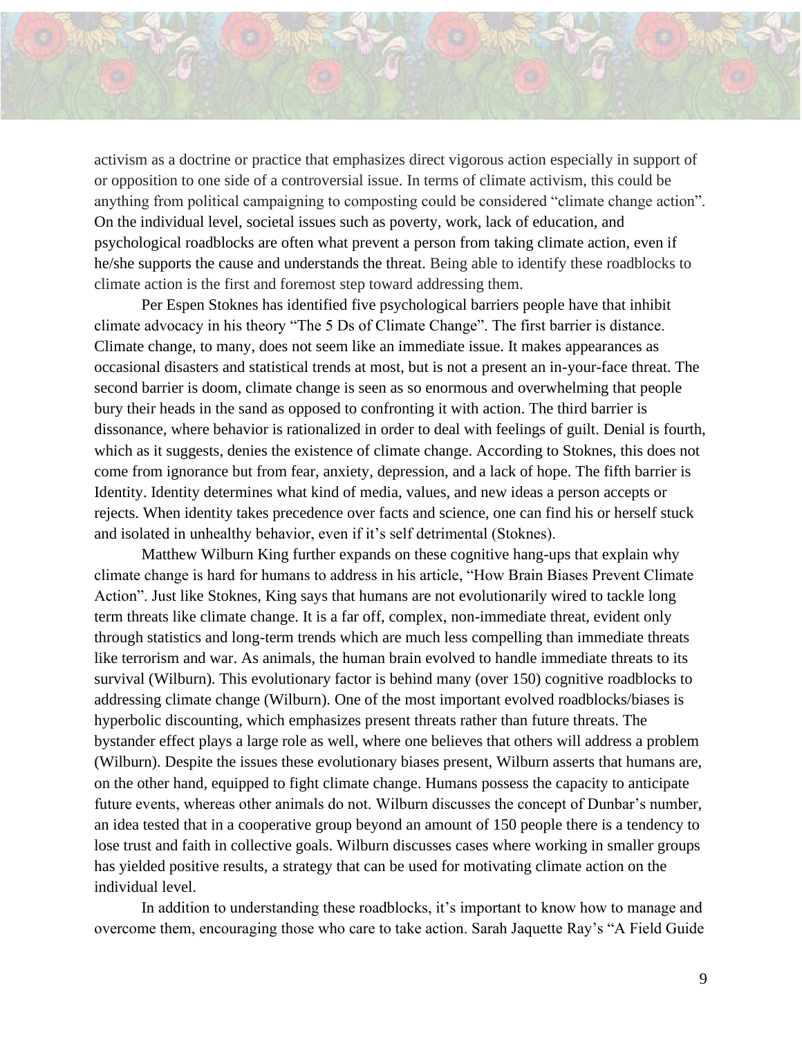activism as a doctrine or practice that emphasizes direct vigorous action especially in support of or opposition to one side of a controversial issue. In terms of climate activism, this could be anything from political campaigning to composting could be considered "climate change action". On the individual level, societal issues such as poverty, work, lack of education, and psychological roadblocks are often what prevent a person from taking climate action, even if he/she supports the cause and understands the threat. Being able to identify these roadblocks to climate action is the first and foremost step toward addressing them.

Per Espen Stoknes has identified five psychological barriers people have that inhibit climate advocacy in his theory "The 5 Ds of Climate Change". The first barrier is distance. Climate change, to many, does not seem like an immediate issue. It makes appearances as occasional disasters and statistical trends at most, but is not a present an in-your-face threat. The second barrier is doom, climate change is seen as so enormous and overwhelming that people bury their heads in the sand as opposed to confronting it with action. The third barrier is dissonance, where behavior is rationalized in order to deal with feelings of guilt. Denial is fourth, which as it suggests, denies the existence of climate change. According to Stoknes, this does not come from ignorance but from fear, anxiety, depression, and a lack of hope. The fifth barrier is Identity. Identity determines what kind of media, values, and new ideas a person accepts or rejects. When identity takes precedence over facts and science, one can find his or herself stuck and isolated in unhealthy behavior, even if it's self detrimental (Stoknes).

Matthew Wilburn King further expands on these cognitive hang-ups that explain why climate change is hard for humans to address in his article, "How Brain Biases Prevent Climate Action". Just like Stoknes, King says that humans are not evolutionarily wired to tackle long term threats like climate change. It is a far off, complex, non-immediate threat, evident only through statistics and long-term trends which are much less compelling than immediate threats like terrorism and war. As animals, the human brain evolved to handle immediate threats to its survival (Wilburn). This evolutionary factor is behind many (over 150) cognitive roadblocks to addressing climate change (Wilburn). One of the most important evolved roadblocks/biases is hyperbolic discounting, which emphasizes present threats rather than future threats. The bystander effect plays a large role as well, where one believes that others will address a problem (Wilburn). Despite the issues these evolutionary biases present, Wilburn asserts that humans are, on the other hand, equipped to fight climate change. Humans possess the capacity to anticipate future events, whereas other animals do not. Wilburn discusses the concept of Dunbar's number, an idea tested that in a cooperative group beyond an amount of 150 people there is a tendency to lose trust and faith in collective goals. Wilburn discusses cases where working in smaller groups has yielded positive results, a strategy that can be used for motivating climate action on the individual level.

In addition to understanding these roadblocks, it's important to know how to manage and overcome them, encouraging those who care to take action. Sarah Jaquette Ray's "A Field Guide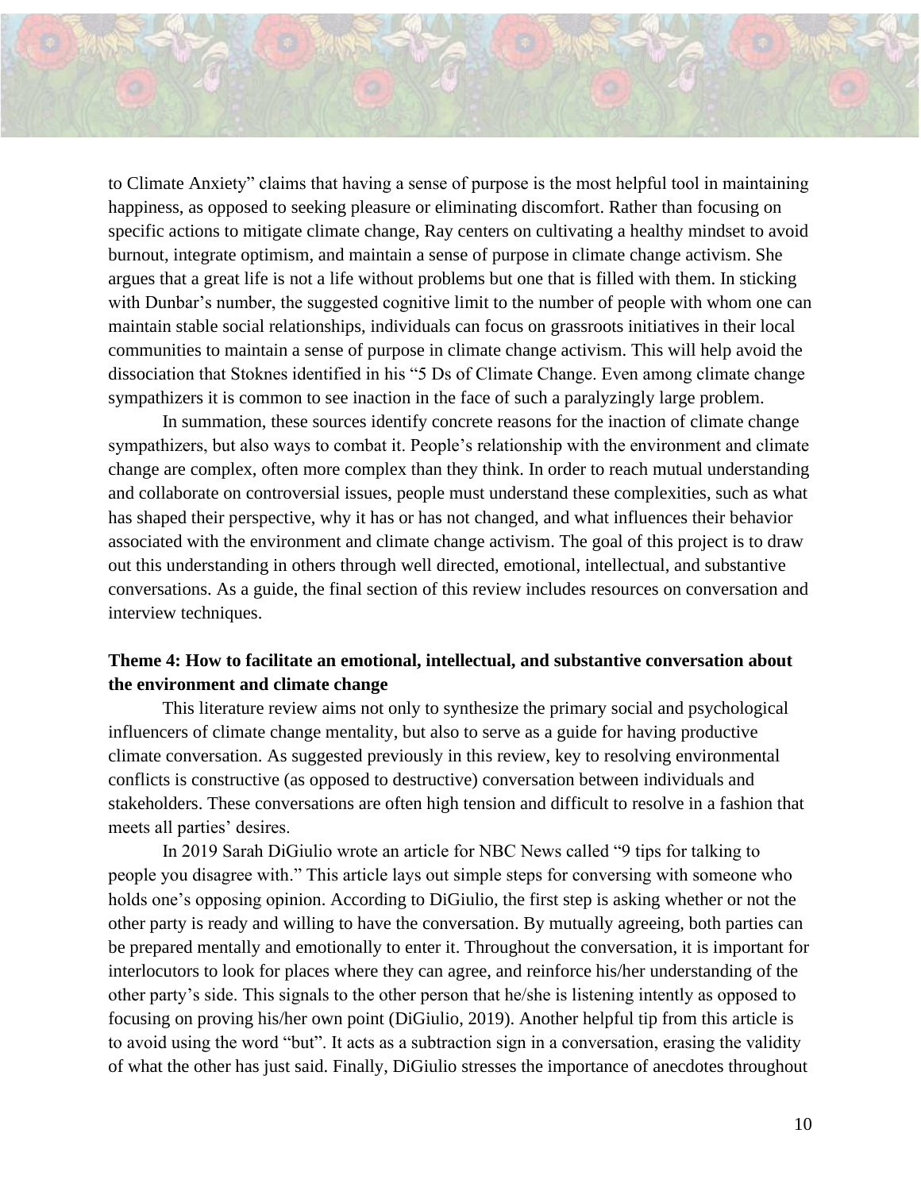to Climate Anxiety" claims that having a sense of purpose is the most helpful tool in maintaining happiness, as opposed to seeking pleasure or eliminating discomfort. Rather than focusing on specific actions to mitigate climate change, Ray centers on cultivating a healthy mindset to avoid burnout, integrate optimism, and maintain a sense of purpose in climate change activism. She argues that a great life is not a life without problems but one that is filled with them. In sticking with Dunbar's number, the suggested cognitive limit to the number of people with whom one can maintain stable social relationships, individuals can focus on grassroots initiatives in their local communities to maintain a sense of purpose in climate change activism. This will help avoid the dissociation that Stoknes identified in his "5 Ds of Climate Change. Even among climate change sympathizers it is common to see inaction in the face of such a paralyzingly large problem.

In summation, these sources identify concrete reasons for the inaction of climate change sympathizers, but also ways to combat it. People's relationship with the environment and climate change are complex, often more complex than they think. In order to reach mutual understanding and collaborate on controversial issues, people must understand these complexities, such as what has shaped their perspective, why it has or has not changed, and what influences their behavior associated with the environment and climate change activism. The goal of this project is to draw out this understanding in others through well directed, emotional, intellectual, and substantive conversations. As a guide, the final section of this review includes resources on conversation and interview techniques.

**Theme 4: How to facilitate an emotional, intellectual, and substantive conversation about the environment and climate change**

This literature review aims not only to synthesize the primary social and psychological influencers of climate change mentality, but also to serve as a guide for having productive climate conversation. As suggested previously in this review, key to resolving environmental conflicts is constructive (as opposed to destructive) conversation between individuals and stakeholders. These conversations are often high tension and difficult to resolve in a fashion that meets all parties' desires.

In 2019 Sarah DiGiulio wrote an article for NBC News called "9 tips for talking to people you disagree with." This article lays out simple steps for conversing with someone who holds one's opposing opinion. According to DiGiulio, the first step is asking whether or not the other party is ready and willing to have the conversation. By mutually agreeing, both parties can be prepared mentally and emotionally to enter it. Throughout the conversation, it is important for interlocutors to look for places where they can agree, and reinforce his/her understanding of the other party's side. This signals to the other person that he/she is listening intently as opposed to focusing on proving his/her own point (DiGiulio, 2019). Another helpful tip from this article is to avoid using the word "but". It acts as a subtraction sign in a conversation, erasing the validity of what the other has just said. Finally, DiGiulio stresses the importance of anecdotes throughout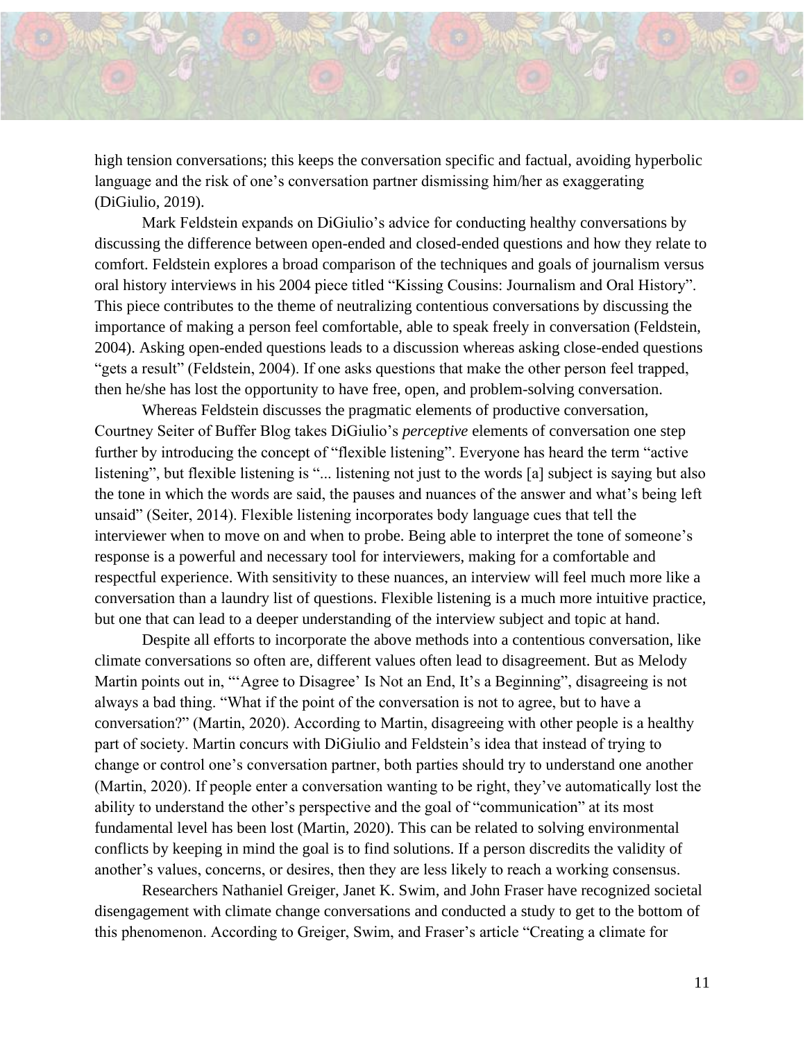high tension conversations; this keeps the conversation specific and factual, avoiding hyperbolic language and the risk of one's conversation partner dismissing him/her as exaggerating (DiGiulio, 2019).

Mark Feldstein expands on DiGiulio's advice for conducting healthy conversations by discussing the difference between open-ended and closed-ended questions and how they relate to comfort. Feldstein explores a broad comparison of the techniques and goals of journalism versus oral history interviews in his 2004 piece titled "Kissing Cousins: Journalism and Oral History". This piece contributes to the theme of neutralizing contentious conversations by discussing the importance of making a person feel comfortable, able to speak freely in conversation (Feldstein, 2004). Asking open-ended questions leads to a discussion whereas asking close-ended questions "gets a result" (Feldstein, 2004). If one asks questions that make the other person feel trapped, then he/she has lost the opportunity to have free, open, and problem-solving conversation.

Whereas Feldstein discusses the pragmatic elements of productive conversation, Courtney Seiter of Buffer Blog takes DiGiulio's *perceptive* elements of conversation one step further by introducing the concept of "flexible listening". Everyone has heard the term "active listening", but flexible listening is "... listening not just to the words [a] subject is saying but also the tone in which the words are said, the pauses and nuances of the answer and what's being left unsaid" (Seiter, 2014). Flexible listening incorporates body language cues that tell the interviewer when to move on and when to probe. Being able to interpret the tone of someone's response is a powerful and necessary tool for interviewers, making for a comfortable and respectful experience. With sensitivity to these nuances, an interview will feel much more like a conversation than a laundry list of questions. Flexible listening is a much more intuitive practice, but one that can lead to a deeper understanding of the interview subject and topic at hand.

Despite all efforts to incorporate the above methods into a contentious conversation, like climate conversations so often are, different values often lead to disagreement. But as Melody Martin points out in, "'Agree to Disagree' Is Not an End, It's a Beginning", disagreeing is not always a bad thing. "What if the point of the conversation is not to agree, but to have a conversation?" (Martin, 2020). According to Martin, disagreeing with other people is a healthy part of society. Martin concurs with DiGiulio and Feldstein's idea that instead of trying to change or control one's conversation partner, both parties should try to understand one another (Martin, 2020). If people enter a conversation wanting to be right, they've automatically lost the ability to understand the other's perspective and the goal of "communication" at its most fundamental level has been lost (Martin, 2020). This can be related to solving environmental conflicts by keeping in mind the goal is to find solutions. If a person discredits the validity of another's values, concerns, or desires, then they are less likely to reach a working consensus.

Researchers Nathaniel Greiger, Janet K. Swim, and John Fraser have recognized societal disengagement with climate change conversations and conducted a study to get to the bottom of this phenomenon. According to Greiger, Swim, and Fraser's article "Creating a climate for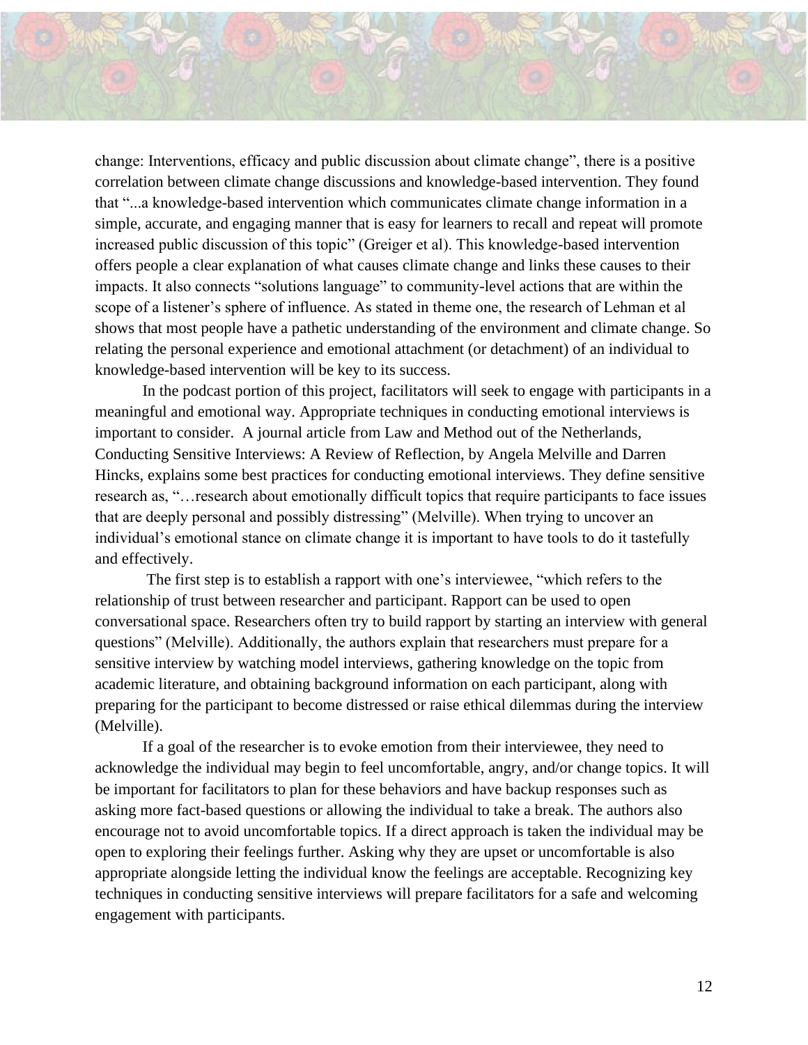change: Interventions, efficacy and public discussion about climate change", there is a positive correlation between climate change discussions and knowledge-based intervention. They found that "...a knowledge-based intervention which communicates climate change information in a simple, accurate, and engaging manner that is easy for learners to recall and repeat will promote increased public discussion of this topic" (Greiger et al). This knowledge-based intervention offers people a clear explanation of what causes climate change and links these causes to their impacts. It also connects "solutions language" to community-level actions that are within the scope of a listener's sphere of influence. As stated in theme one, the research of Lehman et al shows that most people have a pathetic understanding of the environment and climate change. So relating the personal experience and emotional attachment (or detachment) of an individual to knowledge-based intervention will be key to its success.

In the podcast portion of this project, facilitators will seek to engage with participants in a meaningful and emotional way. Appropriate techniques in conducting emotional interviews is important to consider. A journal article from Law and Method out of the Netherlands, Conducting Sensitive Interviews: A Review of Reflection, by Angela Melville and Darren Hincks, explains some best practices for conducting emotional interviews. They define sensitive research as, "…research about emotionally difficult topics that require participants to face issues that are deeply personal and possibly distressing" (Melville). When trying to uncover an individual's emotional stance on climate change it is important to have tools to do it tastefully and effectively.

The first step is to establish a rapport with one's interviewee, "which refers to the relationship of trust between researcher and participant. Rapport can be used to open conversational space. Researchers often try to build rapport by starting an interview with general questions" (Melville). Additionally, the authors explain that researchers must prepare for a sensitive interview by watching model interviews, gathering knowledge on the topic from academic literature, and obtaining background information on each participant, along with preparing for the participant to become distressed or raise ethical dilemmas during the interview (Melville).

If a goal of the researcher is to evoke emotion from their interviewee, they need to acknowledge the individual may begin to feel uncomfortable, angry, and/or change topics. It will be important for facilitators to plan for these behaviors and have backup responses such as asking more fact-based questions or allowing the individual to take a break. The authors also encourage not to avoid uncomfortable topics. If a direct approach is taken the individual may be open to exploring their feelings further. Asking why they are upset or uncomfortable is also appropriate alongside letting the individual know the feelings are acceptable. Recognizing key techniques in conducting sensitive interviews will prepare facilitators for a safe and welcoming engagement with participants.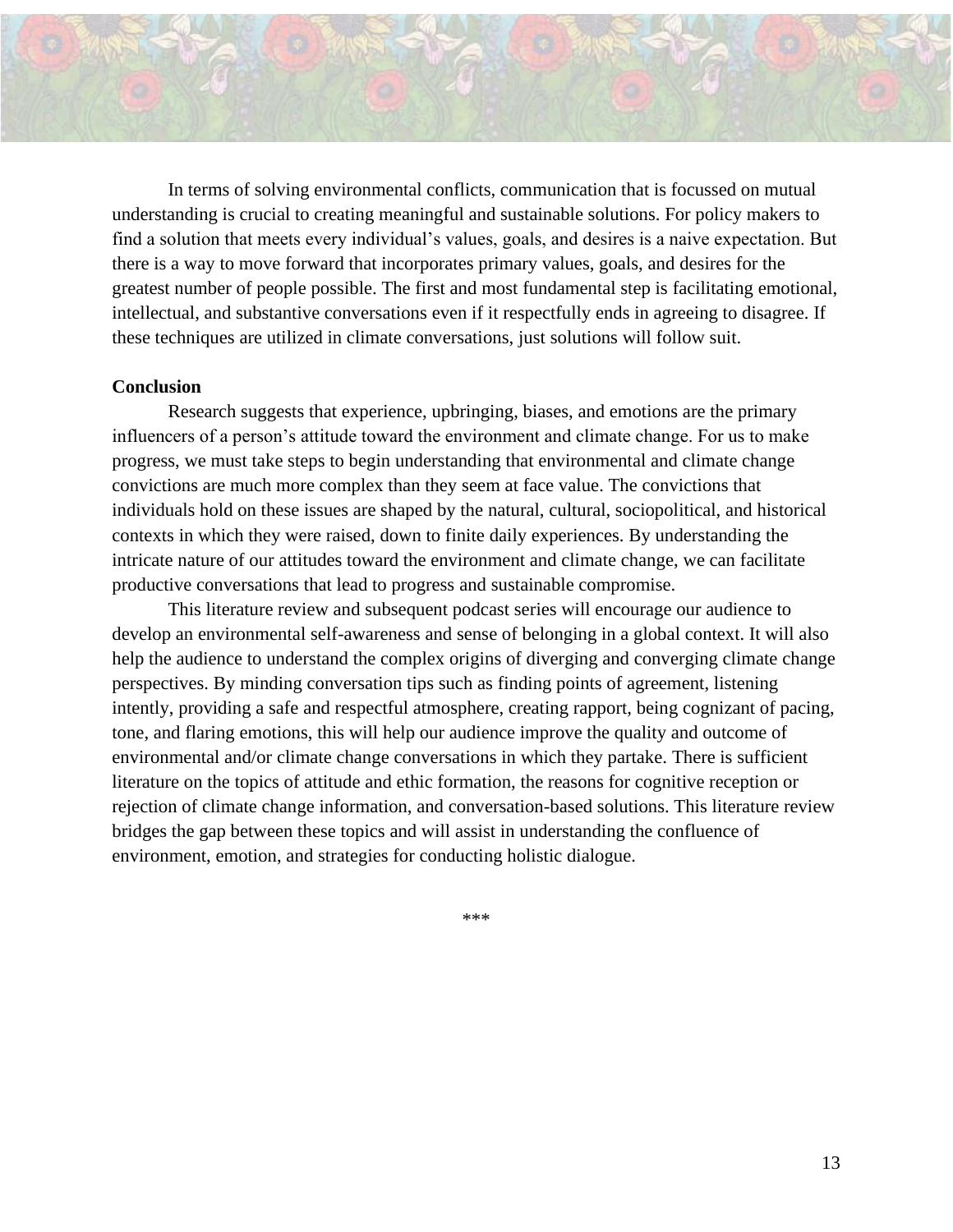In terms of solving environmental conflicts, communication that is focussed on mutual understanding is crucial to creating meaningful and sustainable solutions. For policy makers to find a solution that meets every individual's values, goals, and desires is a naive expectation. But there is a way to move forward that incorporates primary values, goals, and desires for the greatest number of people possible. The first and most fundamental step is facilitating emotional, intellectual, and substantive conversations even if it respectfully ends in agreeing to disagree. If these techniques are utilized in climate conversations, just solutions will follow suit.

**Conclusion**

Research suggests that experience, upbringing, biases, and emotions are the primary influencers of a person's attitude toward the environment and climate change. For us to make progress, we must take steps to begin understanding that environmental and climate change convictions are much more complex than they seem at face value. The convictions that individuals hold on these issues are shaped by the natural, cultural, sociopolitical, and historical contexts in which they were raised, down to finite daily experiences. By understanding the intricate nature of our attitudes toward the environment and climate change, we can facilitate productive conversations that lead to progress and sustainable compromise.

This literature review and subsequent podcast series will encourage our audience to develop an environmental self-awareness and sense of belonging in a global context. It will also help the audience to understand the complex origins of diverging and converging climate change perspectives. By minding conversation tips such as finding points of agreement, listening intently, providing a safe and respectful atmosphere, creating rapport, being cognizant of pacing, tone, and flaring emotions, this will help our audience improve the quality and outcome of environmental and/or climate change conversations in which they partake. There is sufficient literature on the topics of attitude and ethic formation, the reasons for cognitive reception or rejection of climate change information, and conversation-based solutions. This literature review bridges the gap between these topics and will assist in understanding the confluence of environment, emotion, and strategies for conducting holistic dialogue.

***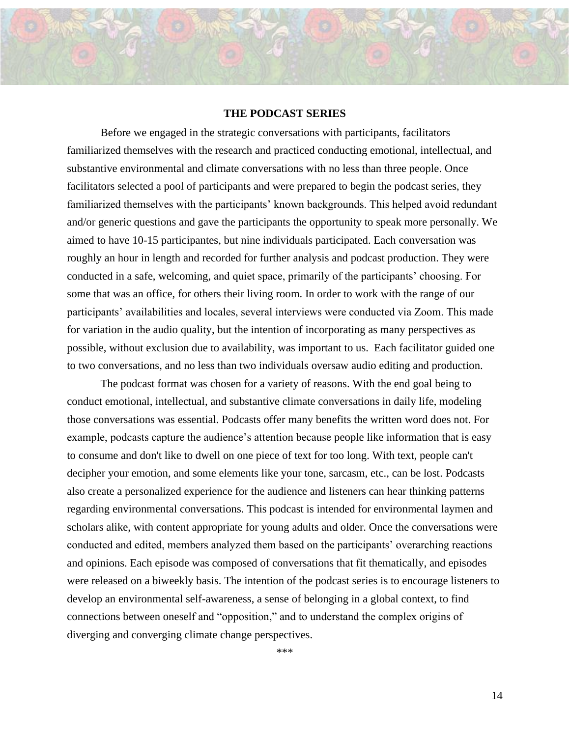## THE PODCAST SERIES

Before we engaged in the strategic conversations with participants, facilitators familiarized themselves with the research and practiced conducting emotional, intellectual, and substantive environmental and climate conversations with no less than three people. Once facilitators selected a pool of participants and were prepared to begin the podcast series, they familiarized themselves with the participants' known backgrounds. This helped avoid redundant and/or generic questions and gave the participants the opportunity to speak more personally. We aimed to have 10-15 participantes, but nine individuals participated. Each conversation was roughly an hour in length and recorded for further analysis and podcast production. They were conducted in a safe, welcoming, and quiet space, primarily of the participants' choosing. For some that was an office, for others their living room. In order to work with the range of our participants' availabilities and locales, several interviews were conducted via Zoom. This made for variation in the audio quality, but the intention of incorporating as many perspectives as possible, without exclusion due to availability, was important to us. Each facilitator guided one to two conversations, and no less than two individuals oversaw audio editing and production.

The podcast format was chosen for a variety of reasons. With the end goal being to conduct emotional, intellectual, and substantive climate conversations in daily life, modeling those conversations was essential. Podcasts offer many benefits the written word does not. For example, podcasts capture the audience's attention because people like information that is easy to consume and don't like to dwell on one piece of text for too long. With text, people can't decipher your emotion, and some elements like your tone, sarcasm, etc., can be lost. Podcasts also create a personalized experience for the audience and listeners can hear thinking patterns regarding environmental conversations. This podcast is intended for environmental laymen and scholars alike, with content appropriate for young adults and older. Once the conversations were conducted and edited, members analyzed them based on the participants' overarching reactions and opinions. Each episode was composed of conversations that fit thematically, and episodes were released on a biweekly basis. The intention of the podcast series is to encourage listeners to develop an environmental self-awareness, a sense of belonging in a global context, to find connections between oneself and "opposition," and to understand the complex origins of diverging and converging climate change perspectives.

***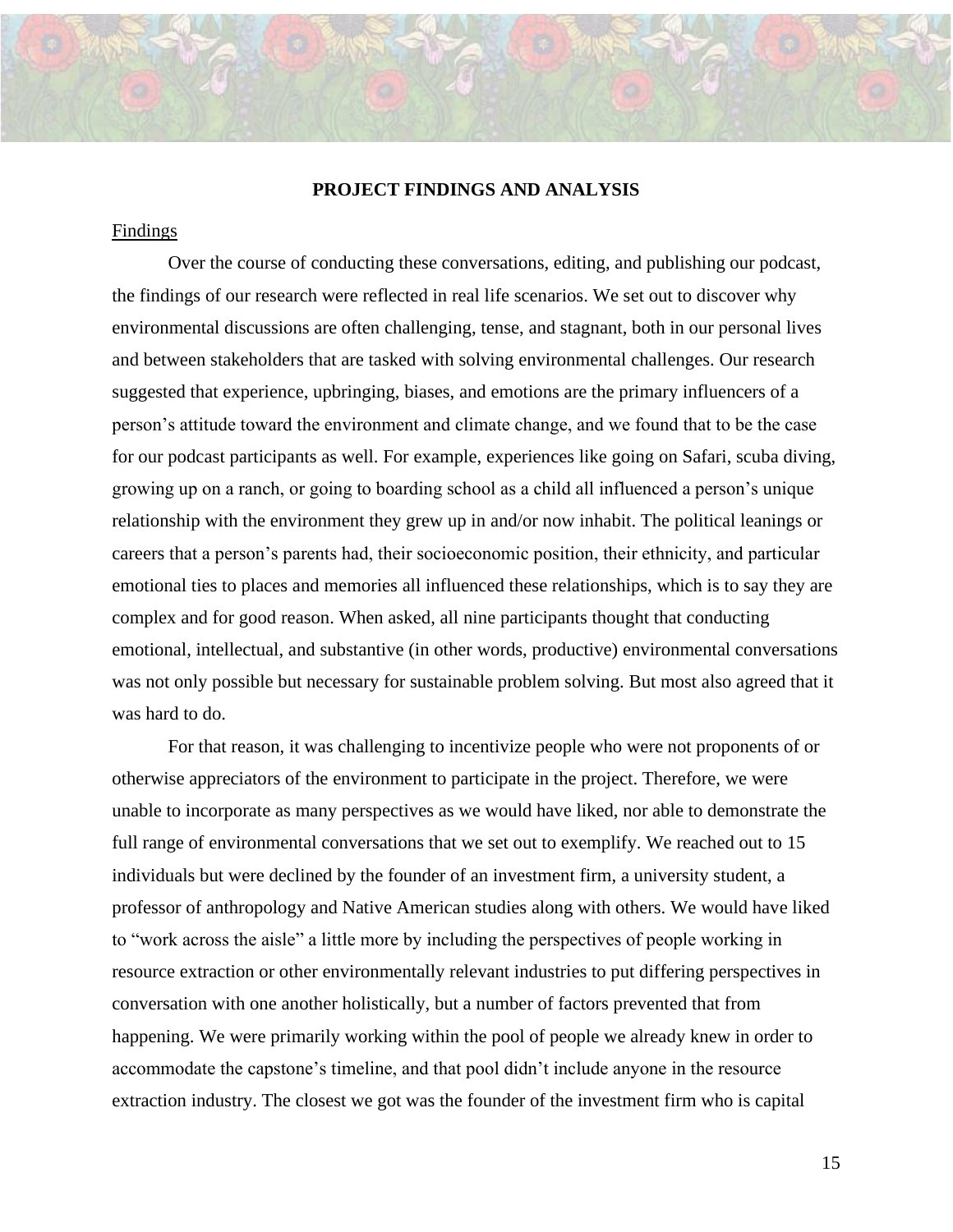## PROJECT FINDINGS AND ANALYSIS

### Findings

Over the course of conducting these conversations, editing, and publishing our podcast, the findings of our research were reflected in real life scenarios. We set out to discover why environmental discussions are often challenging, tense, and stagnant, both in our personal lives and between stakeholders that are tasked with solving environmental challenges. Our research suggested that experience, upbringing, biases, and emotions are the primary influencers of a person's attitude toward the environment and climate change, and we found that to be the case for our podcast participants as well. For example, experiences like going on Safari, scuba diving, growing up on a ranch, or going to boarding school as a child all influenced a person's unique relationship with the environment they grew up in and/or now inhabit. The political leanings or careers that a person's parents had, their socioeconomic position, their ethnicity, and particular emotional ties to places and memories all influenced these relationships, which is to say they are complex and for good reason. When asked, all nine participants thought that conducting emotional, intellectual, and substantive (in other words, productive) environmental conversations was not only possible but necessary for sustainable problem solving. But most also agreed that it was hard to do.

For that reason, it was challenging to incentivize people who were not proponents of or otherwise appreciators of the environment to participate in the project. Therefore, we were unable to incorporate as many perspectives as we would have liked, nor able to demonstrate the full range of environmental conversations that we set out to exemplify. We reached out to 15 individuals but were declined by the founder of an investment firm, a university student, a professor of anthropology and Native American studies along with others. We would have liked to "work across the aisle" a little more by including the perspectives of people working in resource extraction or other environmentally relevant industries to put differing perspectives in conversation with one another holistically, but a number of factors prevented that from happening. We were primarily working within the pool of people we already knew in order to accommodate the capstone's timeline, and that pool didn't include anyone in the resource extraction industry. The closest we got was the founder of the investment firm who is capital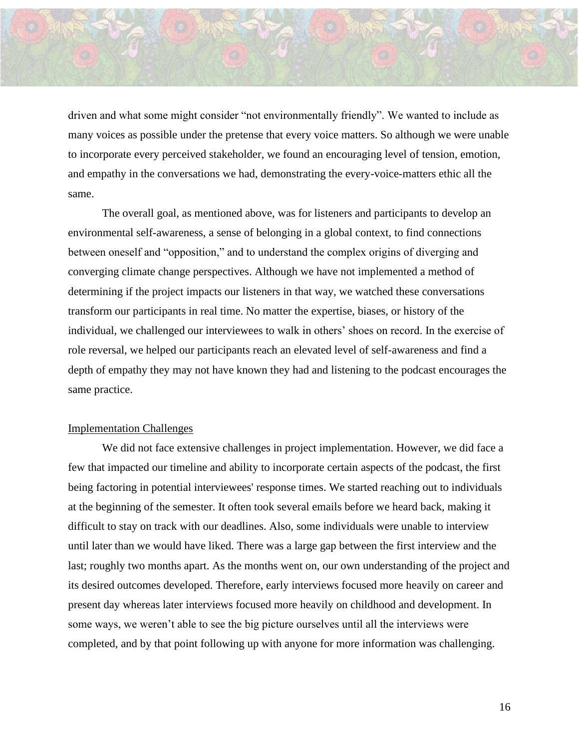driven and what some might consider "not environmentally friendly". We wanted to include as many voices as possible under the pretense that every voice matters. So although we were unable to incorporate every perceived stakeholder, we found an encouraging level of tension, emotion, and empathy in the conversations we had, demonstrating the every-voice-matters ethic all the same.

The overall goal, as mentioned above, was for listeners and participants to develop an environmental self-awareness, a sense of belonging in a global context, to find connections between oneself and "opposition," and to understand the complex origins of diverging and converging climate change perspectives. Although we have not implemented a method of determining if the project impacts our listeners in that way, we watched these conversations transform our participants in real time. No matter the expertise, biases, or history of the individual, we challenged our interviewees to walk in others' shoes on record. In the exercise of role reversal, we helped our participants reach an elevated level of self-awareness and find a depth of empathy they may not have known they had and listening to the podcast encourages the same practice.

## Implementation Challenges

We did not face extensive challenges in project implementation. However, we did face a few that impacted our timeline and ability to incorporate certain aspects of the podcast, the first being factoring in potential interviewees' response times. We started reaching out to individuals at the beginning of the semester. It often took several emails before we heard back, making it difficult to stay on track with our deadlines. Also, some individuals were unable to interview until later than we would have liked. There was a large gap between the first interview and the last; roughly two months apart. As the months went on, our own understanding of the project and its desired outcomes developed. Therefore, early interviews focused more heavily on career and present day whereas later interviews focused more heavily on childhood and development. In some ways, we weren't able to see the big picture ourselves until all the interviews were completed, and by that point following up with anyone for more information was challenging.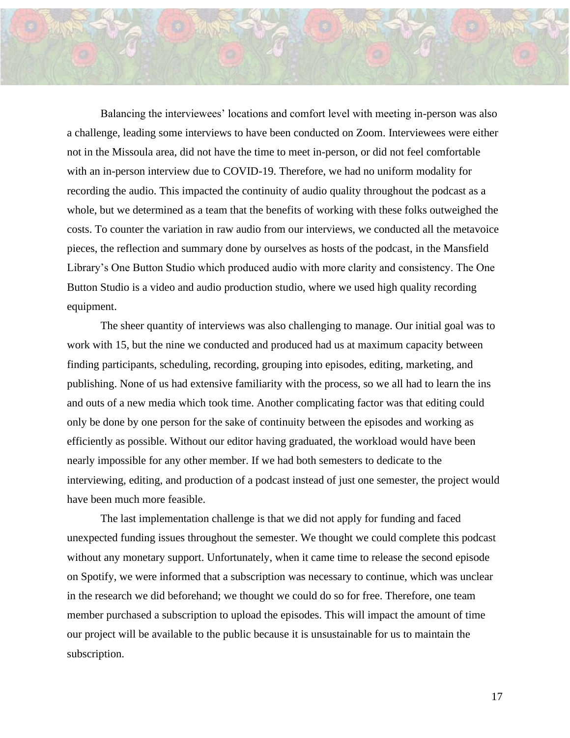Balancing the interviewees' locations and comfort level with meeting in-person was also a challenge, leading some interviews to have been conducted on Zoom. Interviewees were either not in the Missoula area, did not have the time to meet in-person, or did not feel comfortable with an in-person interview due to COVID-19. Therefore, we had no uniform modality for recording the audio. This impacted the continuity of audio quality throughout the podcast as a whole, but we determined as a team that the benefits of working with these folks outweighed the costs. To counter the variation in raw audio from our interviews, we conducted all the metavoice pieces, the reflection and summary done by ourselves as hosts of the podcast, in the Mansfield Library's One Button Studio which produced audio with more clarity and consistency. The One Button Studio is a video and audio production studio, where we used high quality recording equipment.

The sheer quantity of interviews was also challenging to manage. Our initial goal was to work with 15, but the nine we conducted and produced had us at maximum capacity between finding participants, scheduling, recording, grouping into episodes, editing, marketing, and publishing. None of us had extensive familiarity with the process, so we all had to learn the ins and outs of a new media which took time. Another complicating factor was that editing could only be done by one person for the sake of continuity between the episodes and working as efficiently as possible. Without our editor having graduated, the workload would have been nearly impossible for any other member. If we had both semesters to dedicate to the interviewing, editing, and production of a podcast instead of just one semester, the project would have been much more feasible.

The last implementation challenge is that we did not apply for funding and faced unexpected funding issues throughout the semester. We thought we could complete this podcast without any monetary support. Unfortunately, when it came time to release the second episode on Spotify, we were informed that a subscription was necessary to continue, which was unclear in the research we did beforehand; we thought we could do so for free. Therefore, one team member purchased a subscription to upload the episodes. This will impact the amount of time our project will be available to the public because it is unsustainable for us to maintain the subscription.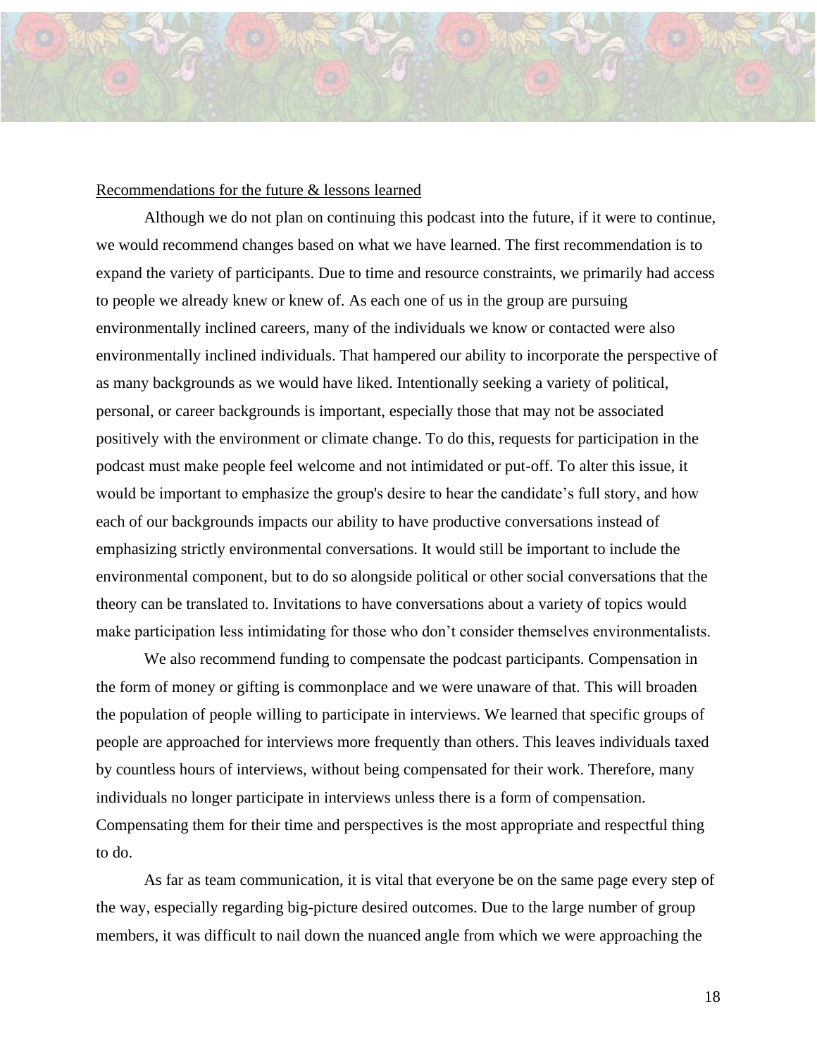Recommendations for the future & lessons learned

Although we do not plan on continuing this podcast into the future, if it were to continue, we would recommend changes based on what we have learned. The first recommendation is to expand the variety of participants. Due to time and resource constraints, we primarily had access to people we already knew or knew of. As each one of us in the group are pursuing environmentally inclined careers, many of the individuals we know or contacted were also environmentally inclined individuals. That hampered our ability to incorporate the perspective of as many backgrounds as we would have liked. Intentionally seeking a variety of political, personal, or career backgrounds is important, especially those that may not be associated positively with the environment or climate change. To do this, requests for participation in the podcast must make people feel welcome and not intimidated or put-off. To alter this issue, it would be important to emphasize the group's desire to hear the candidate's full story, and how each of our backgrounds impacts our ability to have productive conversations instead of emphasizing strictly environmental conversations. It would still be important to include the environmental component, but to do so alongside political or other social conversations that the theory can be translated to. Invitations to have conversations about a variety of topics would make participation less intimidating for those who don't consider themselves environmentalists.

We also recommend funding to compensate the podcast participants. Compensation in the form of money or gifting is commonplace and we were unaware of that. This will broaden the population of people willing to participate in interviews. We learned that specific groups of people are approached for interviews more frequently than others. This leaves individuals taxed by countless hours of interviews, without being compensated for their work. Therefore, many individuals no longer participate in interviews unless there is a form of compensation. Compensating them for their time and perspectives is the most appropriate and respectful thing to do.

As far as team communication, it is vital that everyone be on the same page every step of the way, especially regarding big-picture desired outcomes. Due to the large number of group members, it was difficult to nail down the nuanced angle from which we were approaching the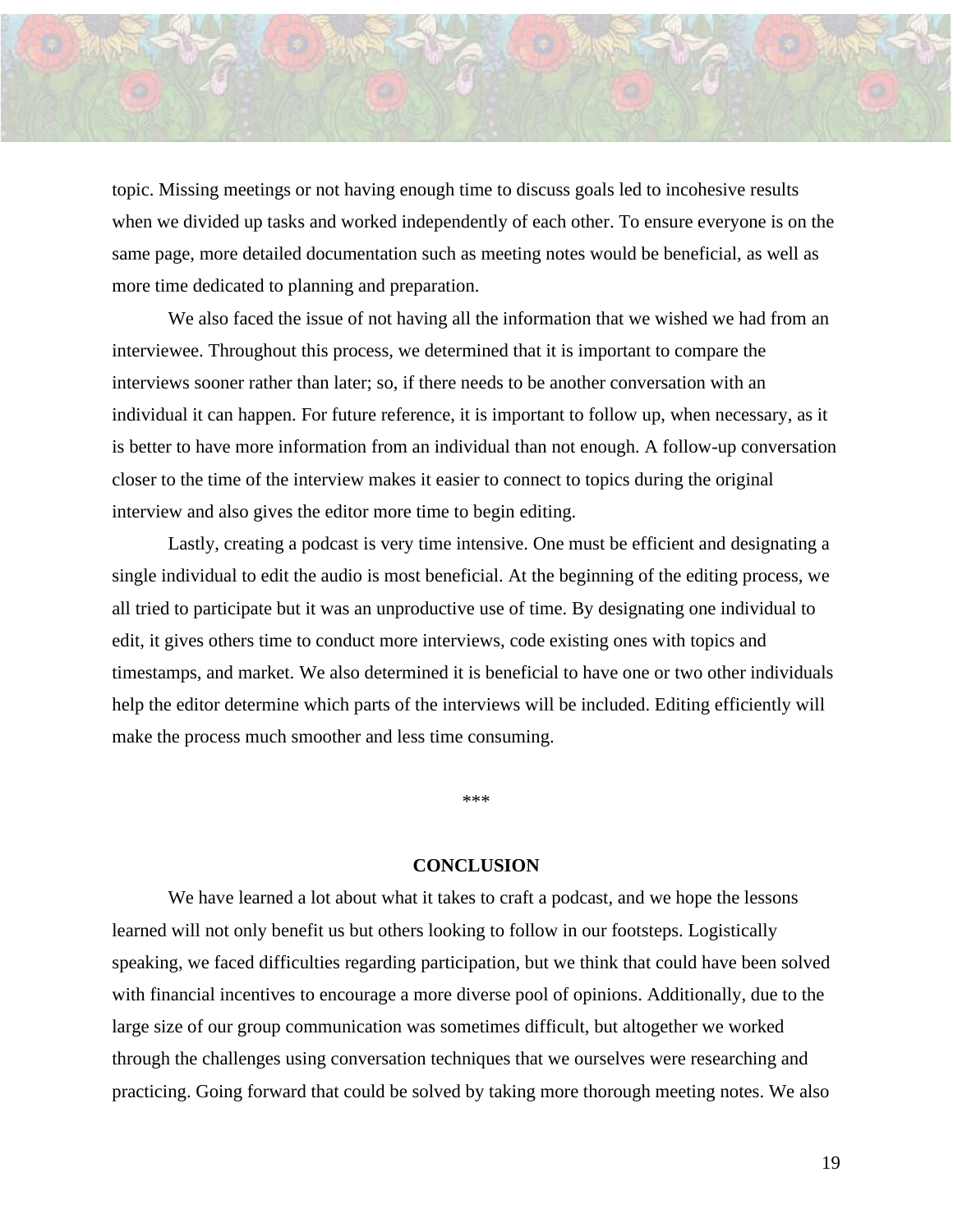topic. Missing meetings or not having enough time to discuss goals led to incohesive results when we divided up tasks and worked independently of each other. To ensure everyone is on the same page, more detailed documentation such as meeting notes would be beneficial, as well as more time dedicated to planning and preparation.

We also faced the issue of not having all the information that we wished we had from an interviewee. Throughout this process, we determined that it is important to compare the interviews sooner rather than later; so, if there needs to be another conversation with an individual it can happen. For future reference, it is important to follow up, when necessary, as it is better to have more information from an individual than not enough. A follow-up conversation closer to the time of the interview makes it easier to connect to topics during the original interview and also gives the editor more time to begin editing.

Lastly, creating a podcast is very time intensive. One must be efficient and designating a single individual to edit the audio is most beneficial. At the beginning of the editing process, we all tried to participate but it was an unproductive use of time. By designating one individual to edit, it gives others time to conduct more interviews, code existing ones with topics and timestamps, and market. We also determined it is beneficial to have one or two other individuals help the editor determine which parts of the interviews will be included. Editing efficiently will make the process much smoother and less time consuming.

***

## CONCLUSION

We have learned a lot about what it takes to craft a podcast, and we hope the lessons learned will not only benefit us but others looking to follow in our footsteps. Logistically speaking, we faced difficulties regarding participation, but we think that could have been solved with financial incentives to encourage a more diverse pool of opinions. Additionally, due to the large size of our group communication was sometimes difficult, but altogether we worked through the challenges using conversation techniques that we ourselves were researching and practicing. Going forward that could be solved by taking more thorough meeting notes. We also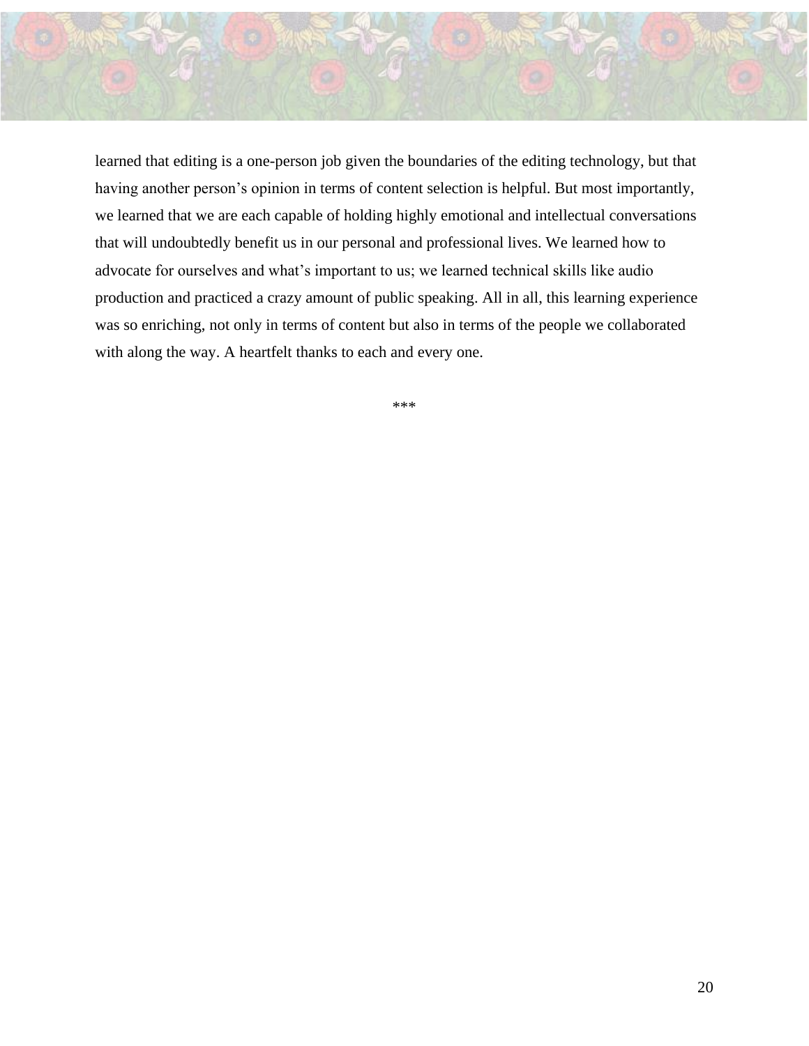learned that editing is a one-person job given the boundaries of the editing technology, but that having another person's opinion in terms of content selection is helpful. But most importantly, we learned that we are each capable of holding highly emotional and intellectual conversations that will undoubtedly benefit us in our personal and professional lives. We learned how to advocate for ourselves and what's important to us; we learned technical skills like audio production and practiced a crazy amount of public speaking. All in all, this learning experience was so enriching, not only in terms of content but also in terms of the people we collaborated with along the way. A heartfelt thanks to each and every one.

***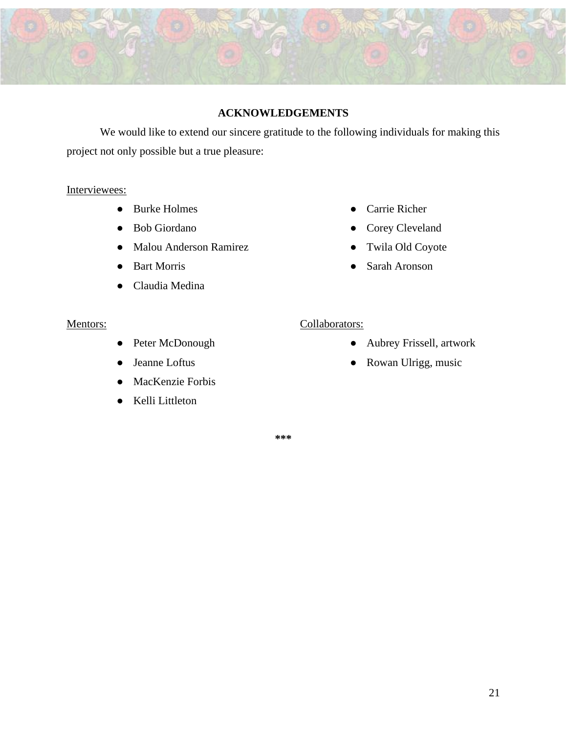## ACKNOWLEDGEMENTS

We would like to extend our sincere gratitude to the following individuals for making this project not only possible but a true pleasure:

Interviewees:

- Burke Holmes
- Bob Giordano
- Malou Anderson Ramirez
- Bart Morris
- Claudia Medina
- Carrie Richer
- Corey Cleveland
- Twila Old Coyote
- Sarah Aronson

Mentors:

- Peter McDonough
- Jeanne Loftus
- MacKenzie Forbis
- Kelli Littleton

Collaborators:

- Aubrey Frissell, artwork
- Rowan Ulrigg, music

***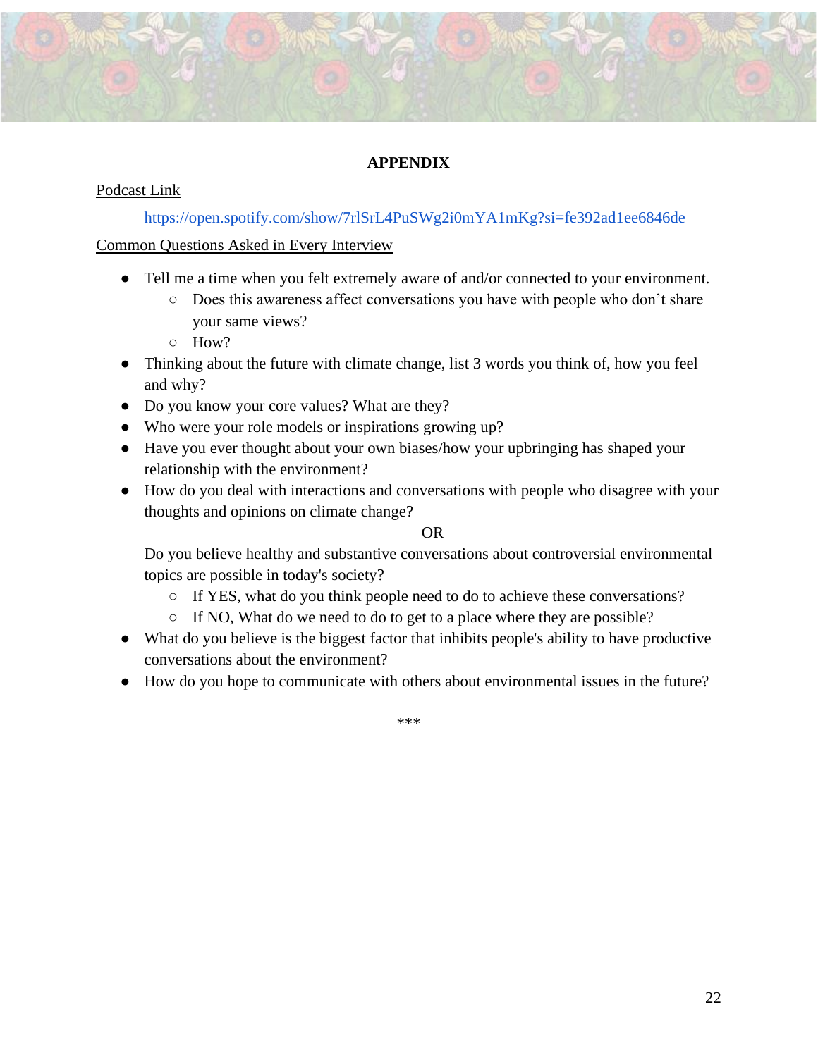# APPENDIX

Podcast Link

https://open.spotify.com/show/7rlSrL4PuSWg2i0mYA1mKg?si=fe392ad1ee6846de

Common Questions Asked in Every Interview

- Tell me a time when you felt extremely aware of and/or connected to your environment.
    - Does this awareness affect conversations you have with people who don't share your same views?
    - How?
- Thinking about the future with climate change, list 3 words you think of, how you feel and why?
- Do you know your core values? What are they?
- Who were your role models or inspirations growing up?
- Have you ever thought about your own biases/how your upbringing has shaped your relationship with the environment?
- How do you deal with interactions and conversations with people who disagree with your thoughts and opinions on climate change?

  OR

  Do you believe healthy and substantive conversations about controversial environmental topics are possible in today's society?
    - If YES, what do you think people need to do to achieve these conversations?
    - If NO, What do we need to do to get to a place where they are possible?
- What do you believe is the biggest factor that inhibits people's ability to have productive conversations about the environment?
- How do you hope to communicate with others about environmental issues in the future?

***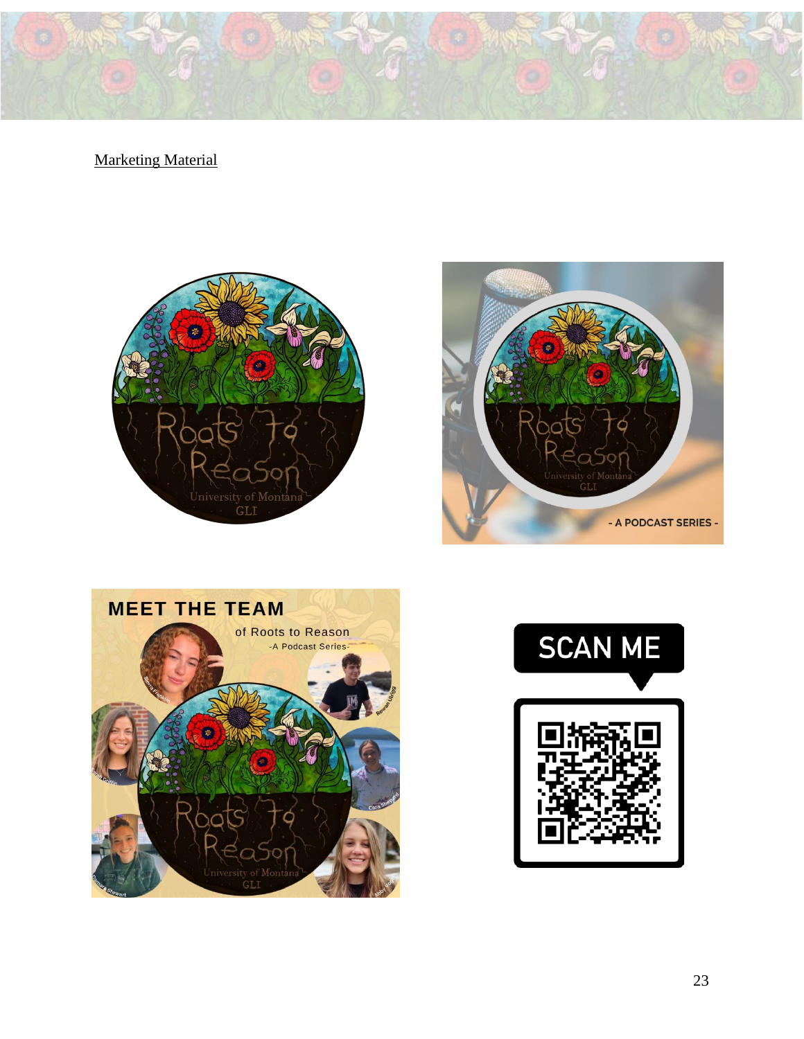Marketing Material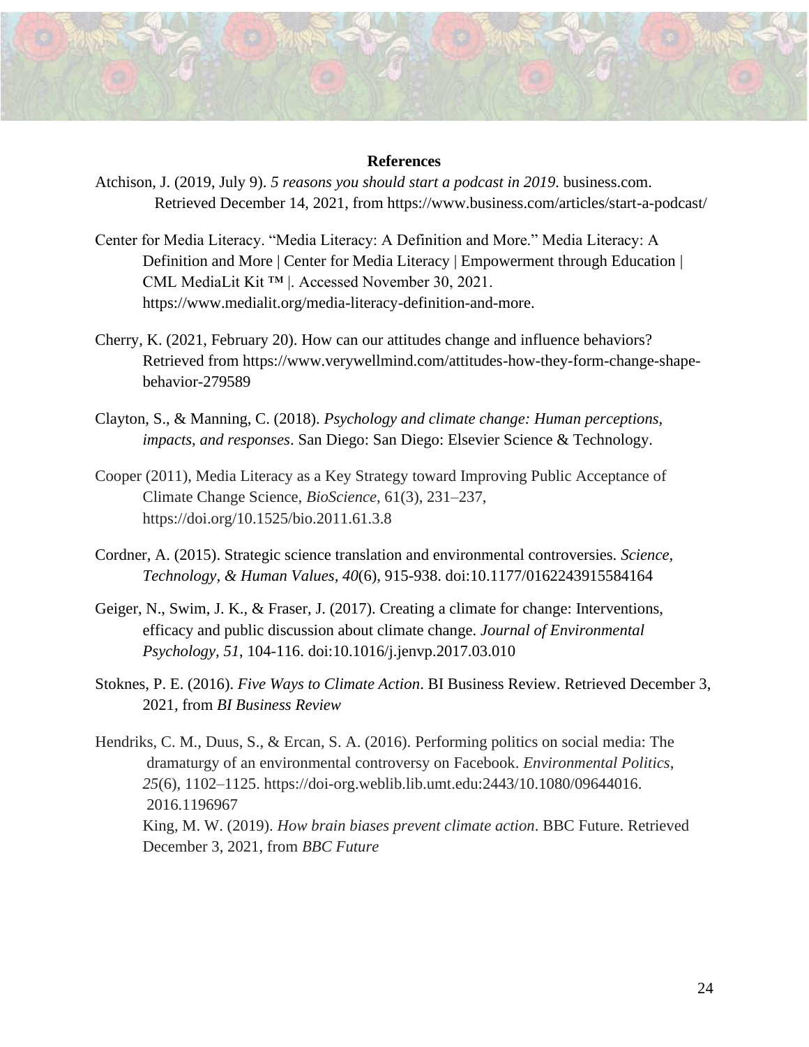**References**

Atchison, J. (2019, July 9). *5 reasons you should start a podcast in 2019*. business.com. Retrieved December 14, 2021, from https://www.business.com/articles/start-a-podcast/

Center for Media Literacy. "Media Literacy: A Definition and More." Media Literacy: A Definition and More | Center for Media Literacy | Empowerment through Education | CML MediaLit Kit ™ |. Accessed November 30, 2021. https://www.medialit.org/media-literacy-definition-and-more.

Cherry, K. (2021, February 20). How can our attitudes change and influence behaviors? Retrieved from https://www.verywellmind.com/attitudes-how-they-form-change-shape-behavior-279589

Clayton, S., & Manning, C. (2018). *Psychology and climate change: Human perceptions, impacts, and responses*. San Diego: San Diego: Elsevier Science & Technology.

Cooper (2011), Media Literacy as a Key Strategy toward Improving Public Acceptance of Climate Change Science, *BioScience*, 61(3), 231–237, https://doi.org/10.1525/bio.2011.61.3.8

Cordner, A. (2015). Strategic science translation and environmental controversies. *Science, Technology, & Human Values, 40*(6), 915-938. doi:10.1177/0162243915584164

Geiger, N., Swim, J. K., & Fraser, J. (2017). Creating a climate for change: Interventions, efficacy and public discussion about climate change. *Journal of Environmental Psychology, 51*, 104-116. doi:10.1016/j.jenvp.2017.03.010

Stoknes, P. E. (2016). *Five Ways to Climate Action*. BI Business Review. Retrieved December 3, 2021, from *BI Business Review*

Hendriks, C. M., Duus, S., & Ercan, S. A. (2016). Performing politics on social media: The dramaturgy of an environmental controversy on Facebook. *Environmental Politics*, *25*(6), 1102–1125. https://doi-org.weblib.lib.umt.edu:2443/10.1080/09644016.2016.1196967
King, M. W. (2019). *How brain biases prevent climate action*. BBC Future. Retrieved December 3, 2021, from *BBC Future*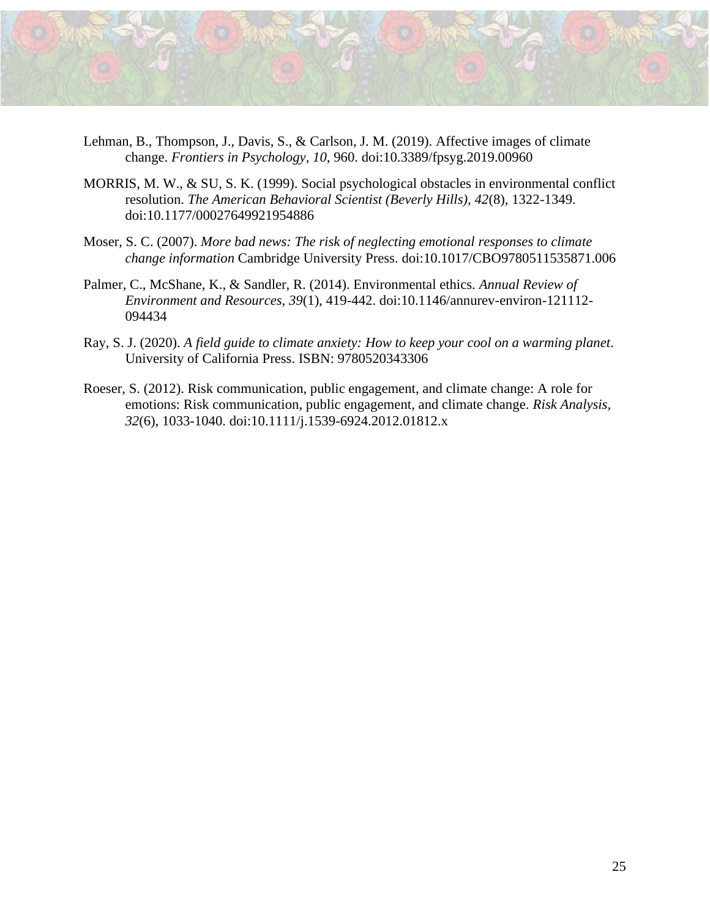Lehman, B., Thompson, J., Davis, S., & Carlson, J. M. (2019). Affective images of climate change. *Frontiers in Psychology, 10*, 960. doi:10.3389/fpsyg.2019.00960

MORRIS, M. W., & SU, S. K. (1999). Social psychological obstacles in environmental conflict resolution. *The American Behavioral Scientist (Beverly Hills), 42*(8), 1322-1349. doi:10.1177/00027649921954886

Moser, S. C. (2007). *More bad news: The risk of neglecting emotional responses to climate change information* Cambridge University Press. doi:10.1017/CBO9780511535871.006

Palmer, C., McShane, K., & Sandler, R. (2014). Environmental ethics. *Annual Review of Environment and Resources, 39*(1), 419-442. doi:10.1146/annurev-environ-121112-094434

Ray, S. J. (2020). *A field guide to climate anxiety: How to keep your cool on a warming planet*. University of California Press. ISBN: 9780520343306

Roeser, S. (2012). Risk communication, public engagement, and climate change: A role for emotions: Risk communication, public engagement, and climate change. *Risk Analysis, 32*(6), 1033-1040. doi:10.1111/j.1539-6924.2012.01812.x